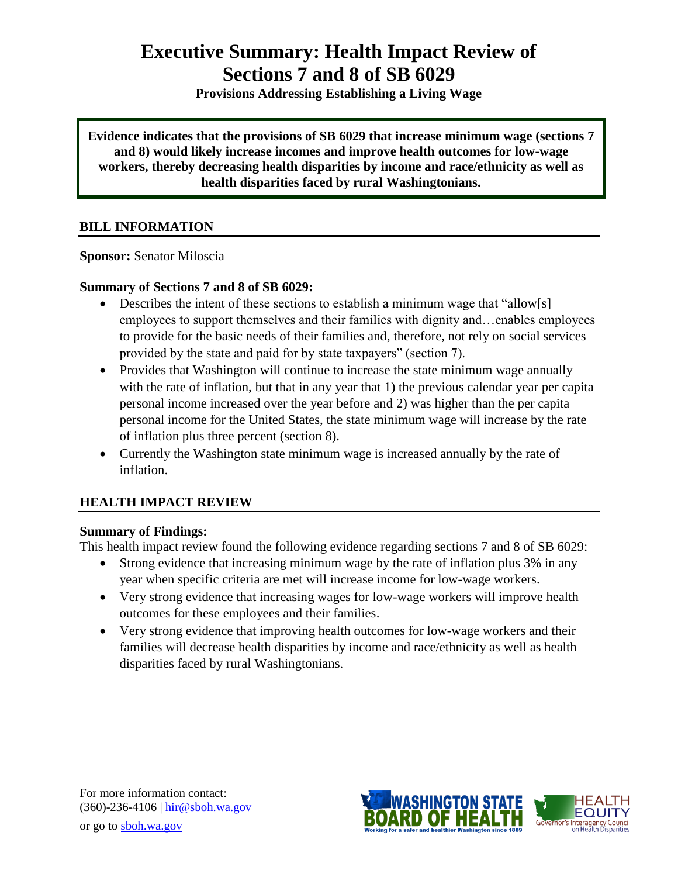# Executive Summary: Health Impact Review of Sections 7 and 8 of SB 6029

**Provisions Addressing Establishing a Living Wage**

**Evidence indicates that the provisions of SB 6029 that increase minimum wage (sections 7 and 8) would likely increase incomes and improve health outcomes for low-wage workers, thereby decreasing health disparities by income and race/ethnicity as well as health disparities faced by rural Washingtonians.**

## BILL INFORMATION

**Sponsor:** Senator Miloscia

**Summary of Sections 7 and 8 of SB 6029:**

- Describes the intent of these sections to establish a minimum wage that "allow[s] employees to support themselves and their families with dignity and…enables employees to provide for the basic needs of their families and, therefore, not rely on social services provided by the state and paid for by state taxpayers" (section 7).
- Provides that Washington will continue to increase the state minimum wage annually with the rate of inflation, but that in any year that 1) the previous calendar year per capita personal income increased over the year before and 2) was higher than the per capita personal income for the United States, the state minimum wage will increase by the rate of inflation plus three percent (section 8).
- Currently the Washington state minimum wage is increased annually by the rate of inflation.

## HEALTH IMPACT REVIEW

**Summary of Findings:**

This health impact review found the following evidence regarding sections 7 and 8 of SB 6029:

- Strong evidence that increasing minimum wage by the rate of inflation plus 3% in any year when specific criteria are met will increase income for low-wage workers.
- Very strong evidence that increasing wages for low-wage workers will improve health outcomes for these employees and their families.
- Very strong evidence that improving health outcomes for low-wage workers and their families will decrease health disparities by income and race/ethnicity as well as health disparities faced by rural Washingtonians.

For more information contact:
(360)-236-4106 | [hir@sboh.wa.gov](mailto:hir@sboh.wa.gov)
or go to [sboh.wa.gov](http://sboh.wa.gov)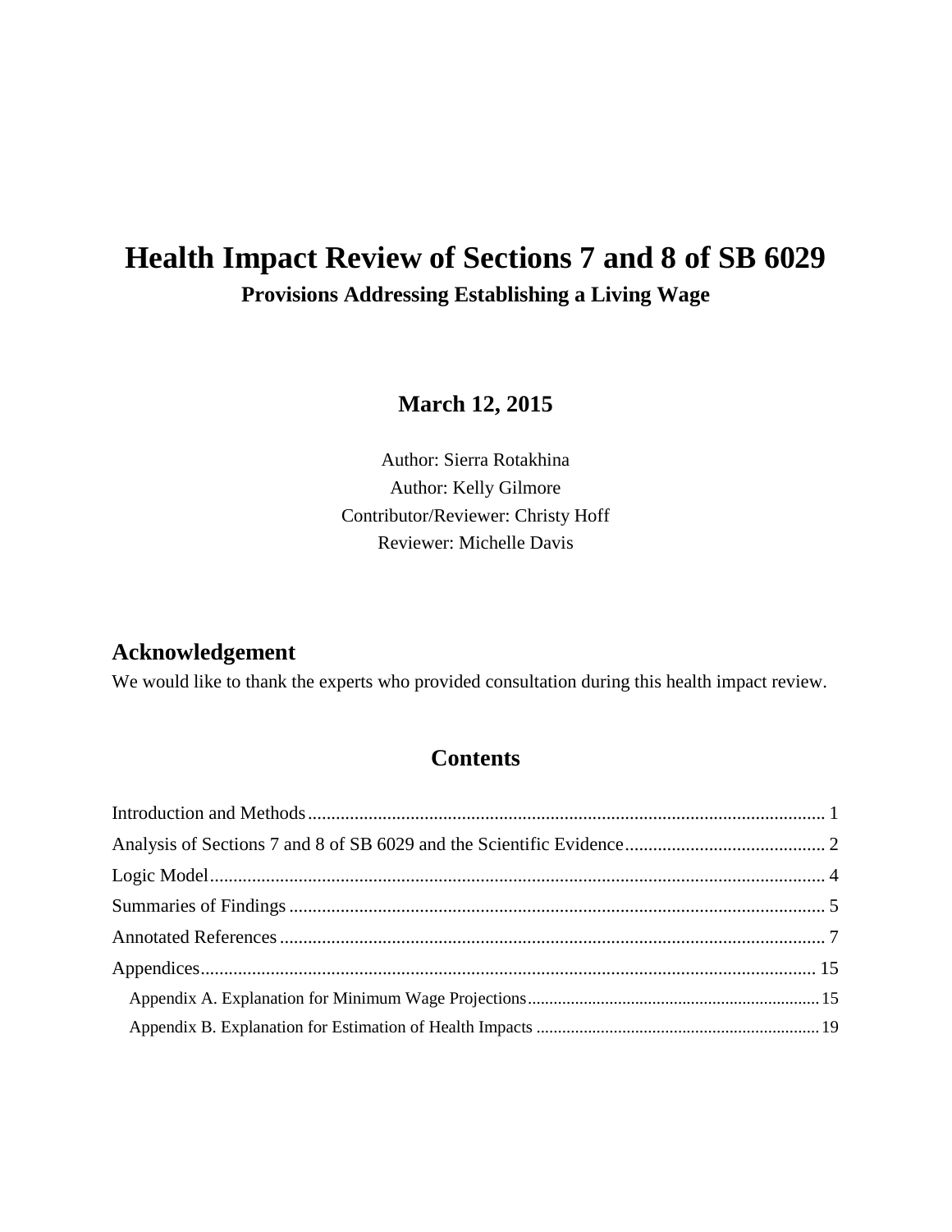# Health Impact Review of Sections 7 and 8 of SB 6029

**Provisions Addressing Establishing a Living Wage**

**March 12, 2015**

Author: Sierra Rotakhina
Author: Kelly Gilmore
Contributor/Reviewer: Christy Hoff
Reviewer: Michelle Davis

## Acknowledgement

We would like to thank the experts who provided consultation during this health impact review.

## Contents

Introduction and Methods .......... 1
Analysis of Sections 7 and 8 of SB 6029 and the Scientific Evidence .......... 2
Logic Model .......... 4
Summaries of Findings .......... 5
Annotated References .......... 7
Appendices .......... 15
- Appendix A. Explanation for Minimum Wage Projections .......... 15
- Appendix B. Explanation for Estimation of Health Impacts .......... 19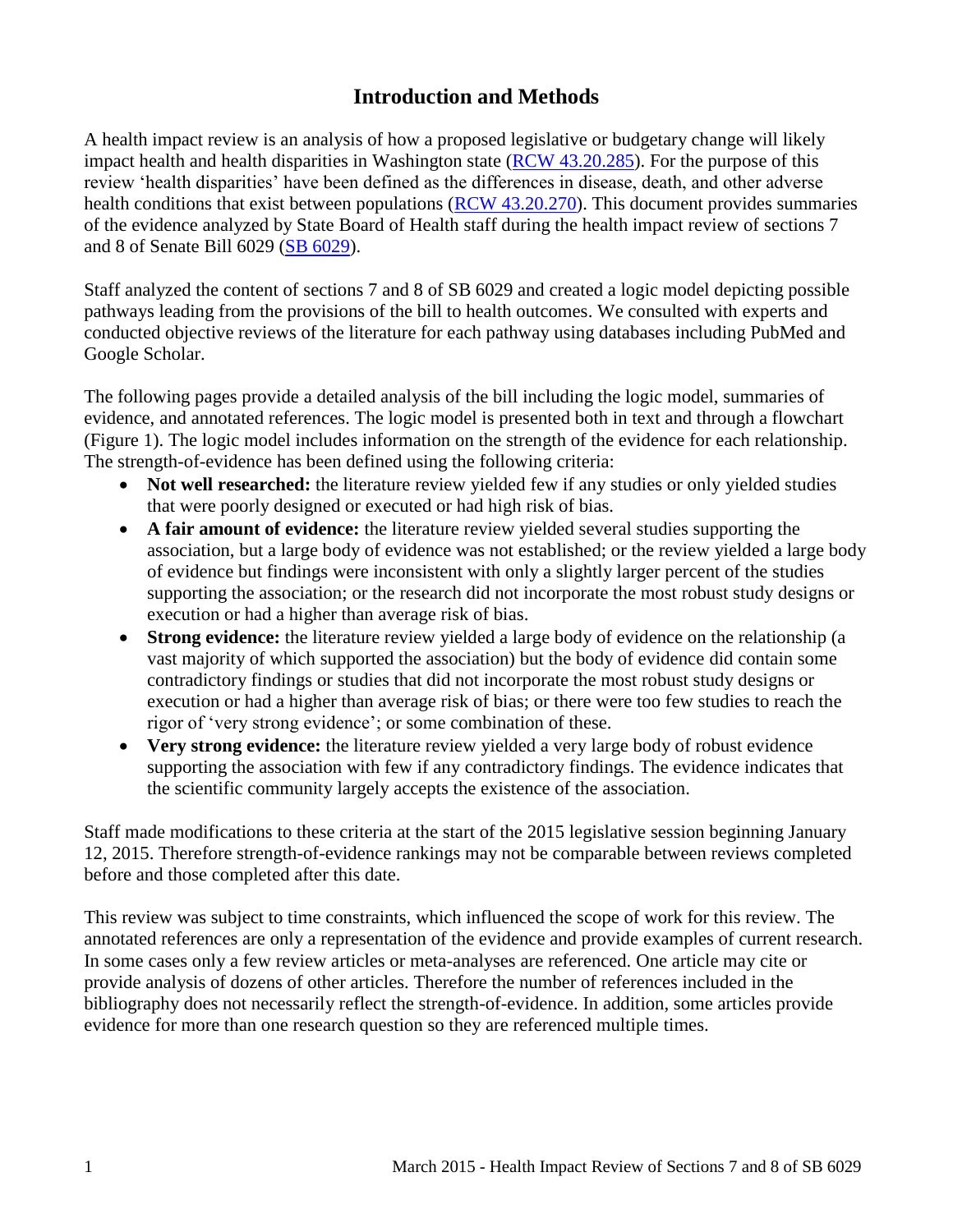# Introduction and Methods

A health impact review is an analysis of how a proposed legislative or budgetary change will likely impact health and health disparities in Washington state ([RCW 43.20.285](RCW 43.20.285)). For the purpose of this review 'health disparities' have been defined as the differences in disease, death, and other adverse health conditions that exist between populations ([RCW 43.20.270](RCW 43.20.270)). This document provides summaries of the evidence analyzed by State Board of Health staff during the health impact review of sections 7 and 8 of Senate Bill 6029 ([SB 6029](SB 6029)).

Staff analyzed the content of sections 7 and 8 of SB 6029 and created a logic model depicting possible pathways leading from the provisions of the bill to health outcomes. We consulted with experts and conducted objective reviews of the literature for each pathway using databases including PubMed and Google Scholar.

The following pages provide a detailed analysis of the bill including the logic model, summaries of evidence, and annotated references. The logic model is presented both in text and through a flowchart (Figure 1). The logic model includes information on the strength of the evidence for each relationship. The strength-of-evidence has been defined using the following criteria:

- **Not well researched:** the literature review yielded few if any studies or only yielded studies that were poorly designed or executed or had high risk of bias.
- **A fair amount of evidence:** the literature review yielded several studies supporting the association, but a large body of evidence was not established; or the review yielded a large body of evidence but findings were inconsistent with only a slightly larger percent of the studies supporting the association; or the research did not incorporate the most robust study designs or execution or had a higher than average risk of bias.
- **Strong evidence:** the literature review yielded a large body of evidence on the relationship (a vast majority of which supported the association) but the body of evidence did contain some contradictory findings or studies that did not incorporate the most robust study designs or execution or had a higher than average risk of bias; or there were too few studies to reach the rigor of 'very strong evidence'; or some combination of these.
- **Very strong evidence:** the literature review yielded a very large body of robust evidence supporting the association with few if any contradictory findings. The evidence indicates that the scientific community largely accepts the existence of the association.

Staff made modifications to these criteria at the start of the 2015 legislative session beginning January 12, 2015. Therefore strength-of-evidence rankings may not be comparable between reviews completed before and those completed after this date.

This review was subject to time constraints, which influenced the scope of work for this review. The annotated references are only a representation of the evidence and provide examples of current research. In some cases only a few review articles or meta-analyses are referenced. One article may cite or provide analysis of dozens of other articles. Therefore the number of references included in the bibliography does not necessarily reflect the strength-of-evidence. In addition, some articles provide evidence for more than one research question so they are referenced multiple times.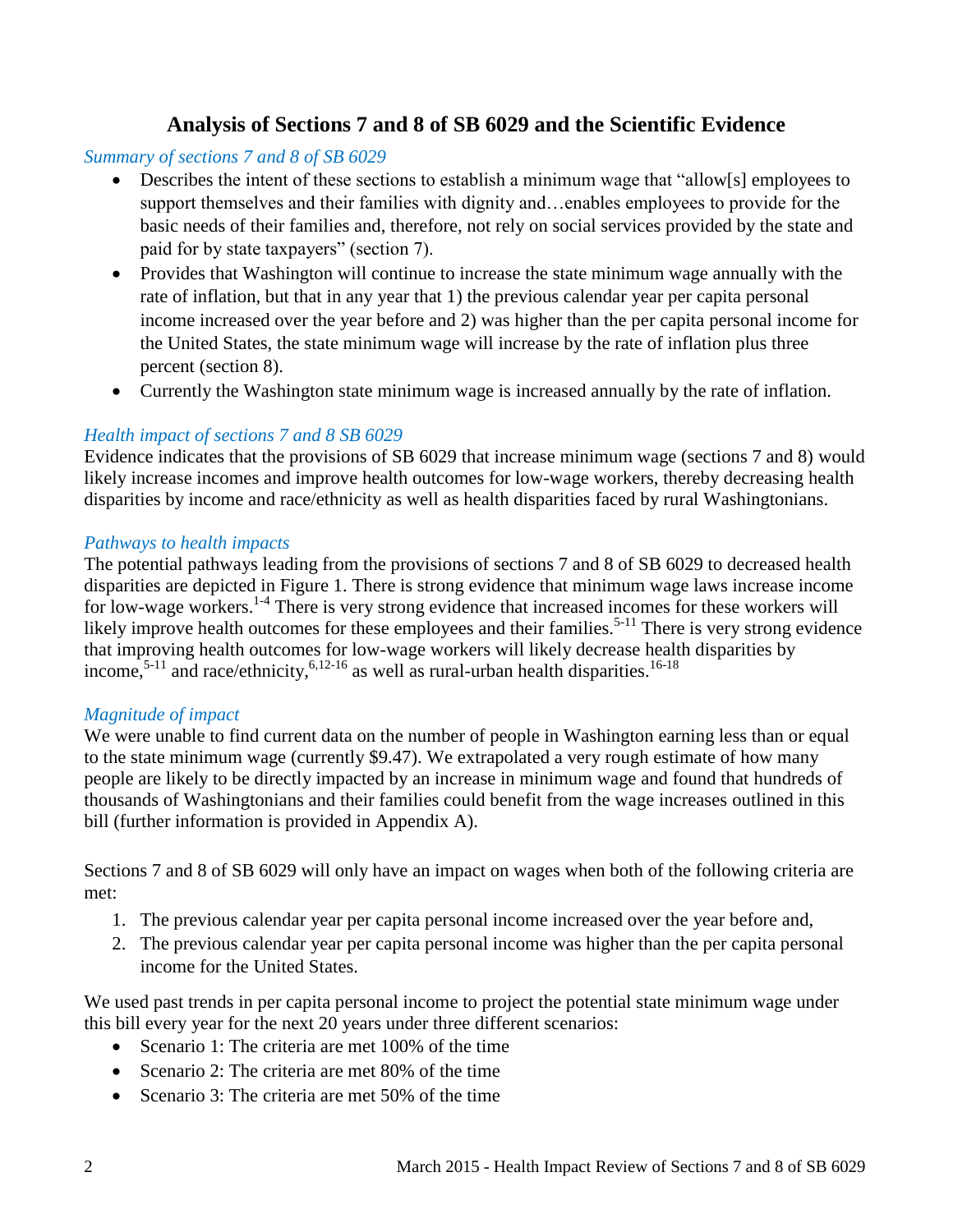# Analysis of Sections 7 and 8 of SB 6029 and the Scientific Evidence

*Summary of sections 7 and 8 of SB 6029*

- Describes the intent of these sections to establish a minimum wage that "allow[s] employees to support themselves and their families with dignity and…enables employees to provide for the basic needs of their families and, therefore, not rely on social services provided by the state and paid for by state taxpayers" (section 7).
- Provides that Washington will continue to increase the state minimum wage annually with the rate of inflation, but that in any year that 1) the previous calendar year per capita personal income increased over the year before and 2) was higher than the per capita personal income for the United States, the state minimum wage will increase by the rate of inflation plus three percent (section 8).
- Currently the Washington state minimum wage is increased annually by the rate of inflation.

*Health impact of sections 7 and 8 SB 6029*

Evidence indicates that the provisions of SB 6029 that increase minimum wage (sections 7 and 8) would likely increase incomes and improve health outcomes for low-wage workers, thereby decreasing health disparities by income and race/ethnicity as well as health disparities faced by rural Washingtonians.

*Pathways to health impacts*

The potential pathways leading from the provisions of sections 7 and 8 of SB 6029 to decreased health disparities are depicted in Figure 1. There is strong evidence that minimum wage laws increase income for low-wage workers.[1-4] There is very strong evidence that increased incomes for these workers will likely improve health outcomes for these employees and their families.[5-11] There is very strong evidence that improving health outcomes for low-wage workers will likely decrease health disparities by income,[5-11] and race/ethnicity,[6,12-16] as well as rural-urban health disparities.[16-18]

*Magnitude of impact*

We were unable to find current data on the number of people in Washington earning less than or equal to the state minimum wage (currently $9.47). We extrapolated a very rough estimate of how many people are likely to be directly impacted by an increase in minimum wage and found that hundreds of thousands of Washingtonians and their families could benefit from the wage increases outlined in this bill (further information is provided in Appendix A).

Sections 7 and 8 of SB 6029 will only have an impact on wages when both of the following criteria are met:

1. The previous calendar year per capita personal income increased over the year before and,
2. The previous calendar year per capita personal income was higher than the per capita personal income for the United States.

We used past trends in per capita personal income to project the potential state minimum wage under this bill every year for the next 20 years under three different scenarios:

- Scenario 1: The criteria are met 100% of the time
- Scenario 2: The criteria are met 80% of the time
- Scenario 3: The criteria are met 50% of the time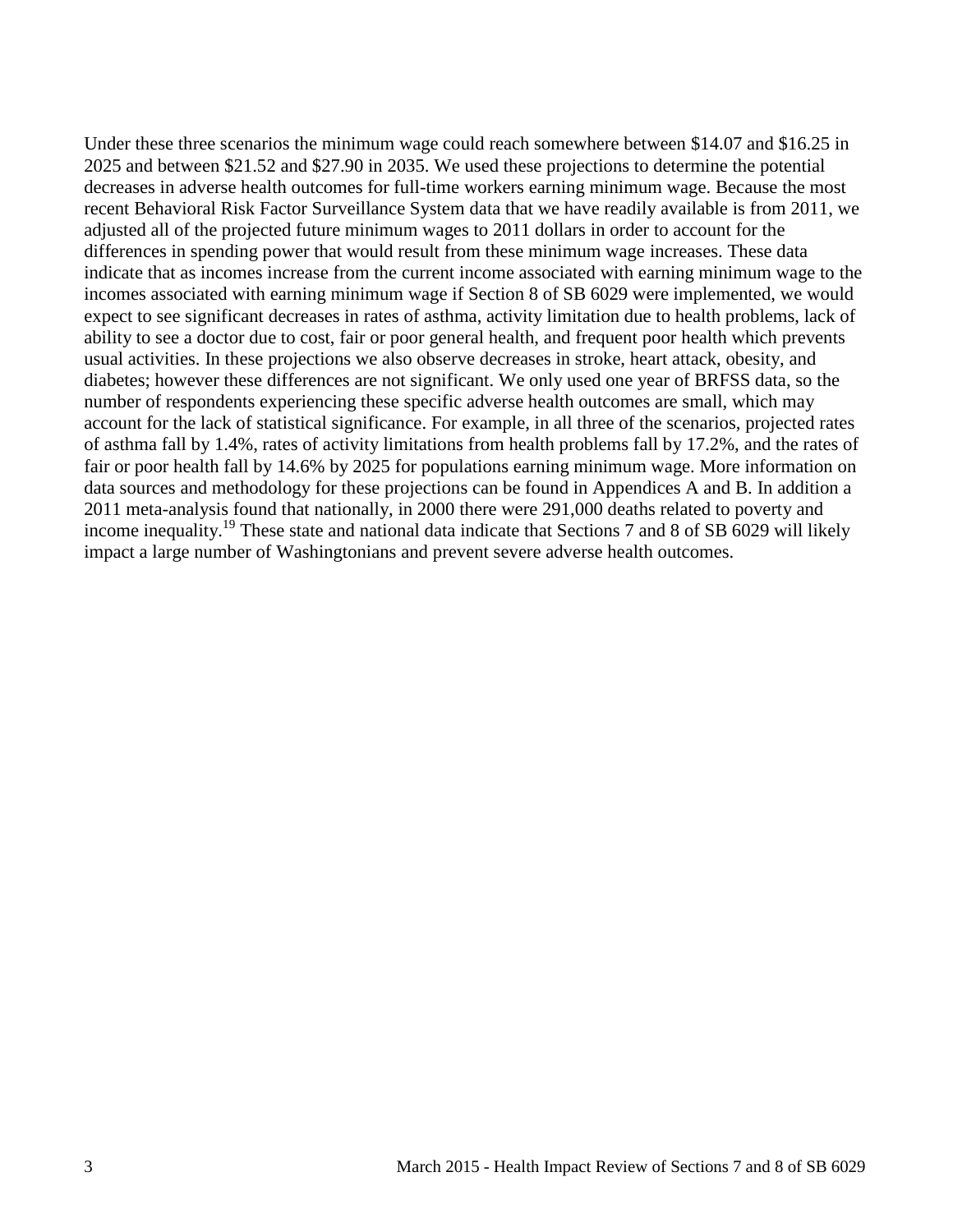Under these three scenarios the minimum wage could reach somewhere between $14.07 and $16.25 in 2025 and between $21.52 and $27.90 in 2035. We used these projections to determine the potential decreases in adverse health outcomes for full-time workers earning minimum wage. Because the most recent Behavioral Risk Factor Surveillance System data that we have readily available is from 2011, we adjusted all of the projected future minimum wages to 2011 dollars in order to account for the differences in spending power that would result from these minimum wage increases. These data indicate that as incomes increase from the current income associated with earning minimum wage to the incomes associated with earning minimum wage if Section 8 of SB 6029 were implemented, we would expect to see significant decreases in rates of asthma, activity limitation due to health problems, lack of ability to see a doctor due to cost, fair or poor general health, and frequent poor health which prevents usual activities. In these projections we also observe decreases in stroke, heart attack, obesity, and diabetes; however these differences are not significant. We only used one year of BRFSS data, so the number of respondents experiencing these specific adverse health outcomes are small, which may account for the lack of statistical significance. For example, in all three of the scenarios, projected rates of asthma fall by 1.4%, rates of activity limitations from health problems fall by 17.2%, and the rates of fair or poor health fall by 14.6% by 2025 for populations earning minimum wage. More information on data sources and methodology for these projections can be found in Appendices A and B. In addition a 2011 meta-analysis found that nationally, in 2000 there were 291,000 deaths related to poverty and income inequality.[19] These state and national data indicate that Sections 7 and 8 of SB 6029 will likely impact a large number of Washingtonians and prevent severe adverse health outcomes.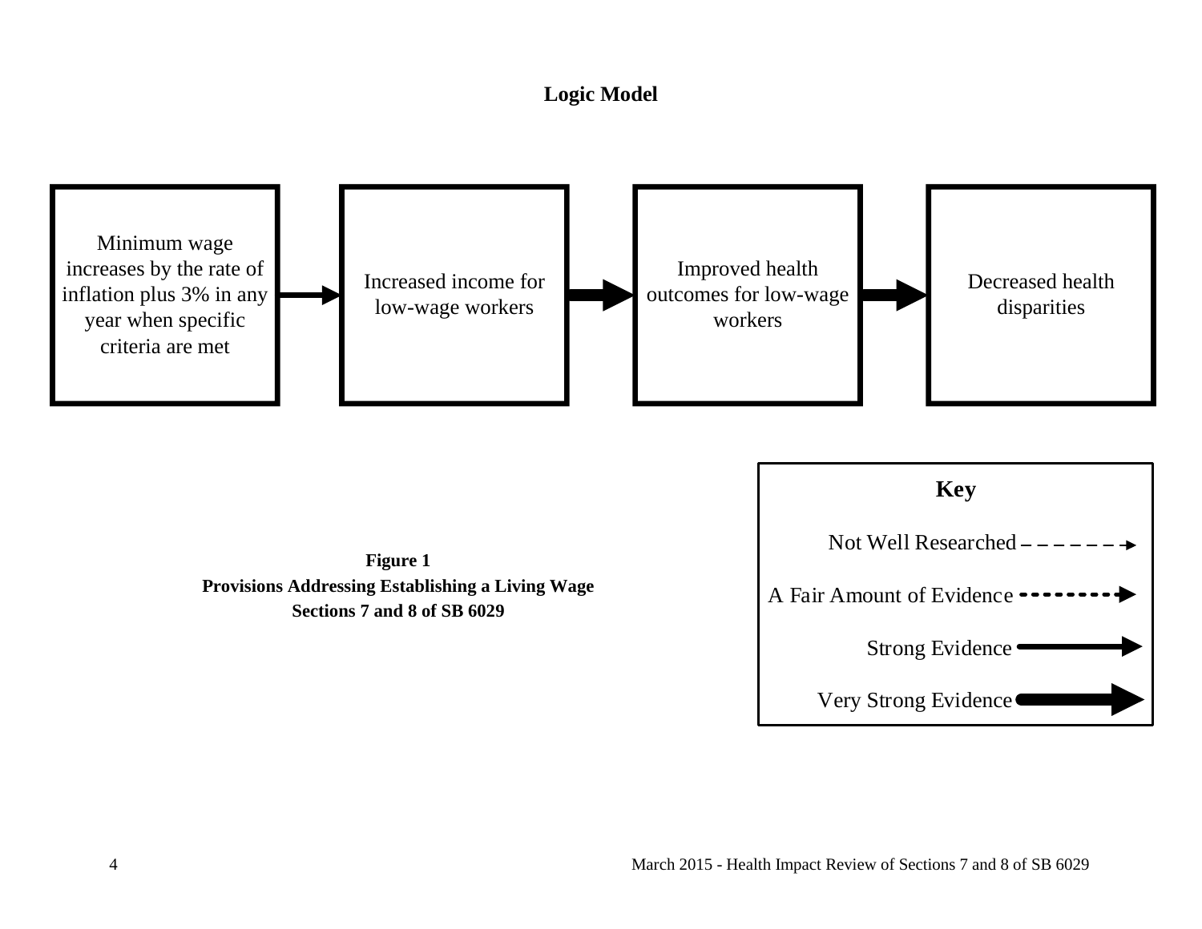**Logic Model**

Minimum wage increases by the rate of inflation plus 3% in any year when specific criteria are met

Increased income for low-wage workers

Improved health outcomes for low-wage workers

Decreased health disparities

**Key**

Not Well Researched

A Fair Amount of Evidence

Strong Evidence

Very Strong Evidence

**Figure 1**
**Provisions Addressing Establishing a Living Wage**
**Sections 7 and 8 of SB 6029**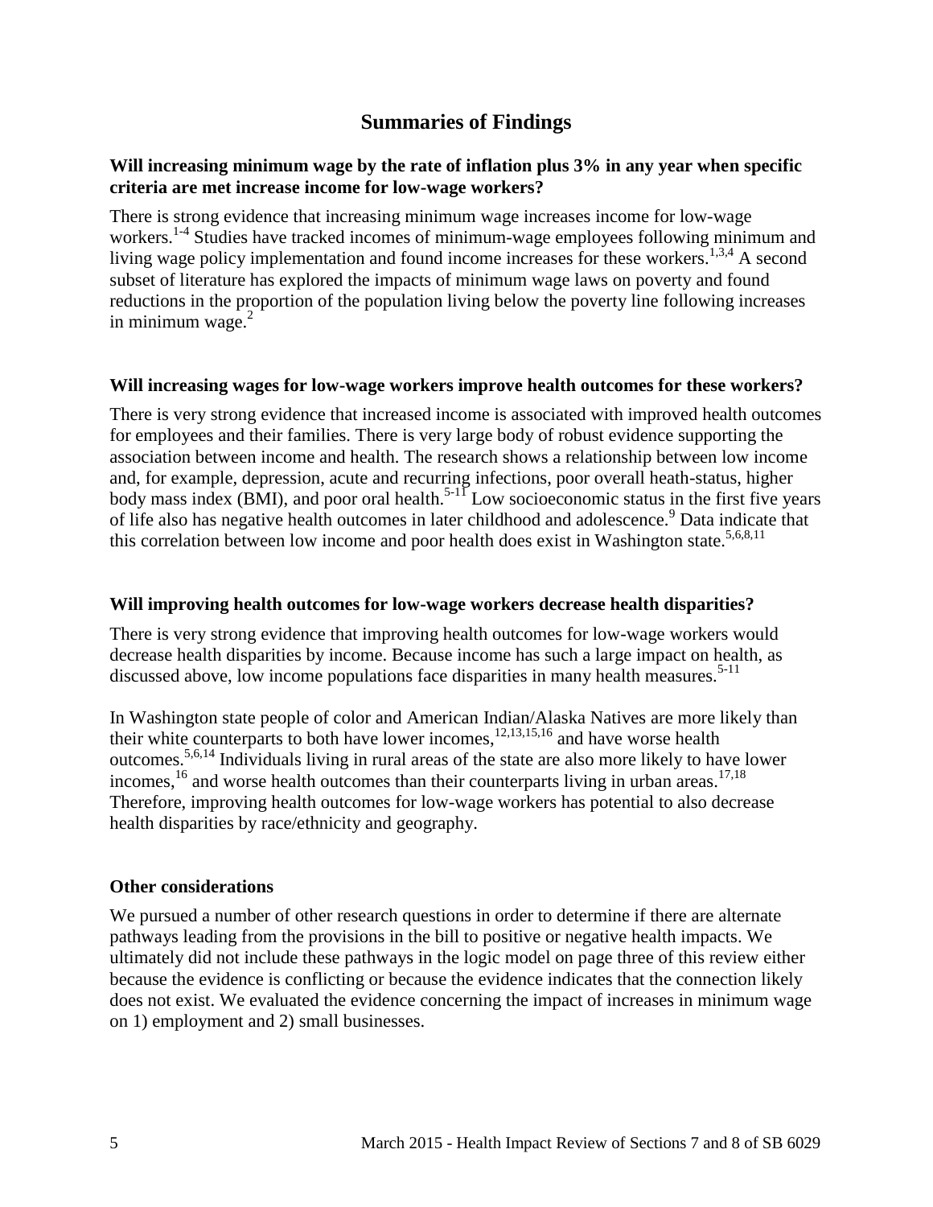# Summaries of Findings

**Will increasing minimum wage by the rate of inflation plus 3% in any year when specific criteria are met increase income for low-wage workers?**

There is strong evidence that increasing minimum wage increases income for low-wage workers.[1-4] Studies have tracked incomes of minimum-wage employees following minimum and living wage policy implementation and found income increases for these workers.[1,3,4] A second subset of literature has explored the impacts of minimum wage laws on poverty and found reductions in the proportion of the population living below the poverty line following increases in minimum wage.[2]

**Will increasing wages for low-wage workers improve health outcomes for these workers?**

There is very strong evidence that increased income is associated with improved health outcomes for employees and their families. There is very large body of robust evidence supporting the association between income and health. The research shows a relationship between low income and, for example, depression, acute and recurring infections, poor overall heath-status, higher body mass index (BMI), and poor oral health.[5-11] Low socioeconomic status in the first five years of life also has negative health outcomes in later childhood and adolescence.[9] Data indicate that this correlation between low income and poor health does exist in Washington state.[5,6,8,11]

**Will improving health outcomes for low-wage workers decrease health disparities?**

There is very strong evidence that improving health outcomes for low-wage workers would decrease health disparities by income. Because income has such a large impact on health, as discussed above, low income populations face disparities in many health measures.[5-11]

In Washington state people of color and American Indian/Alaska Natives are more likely than their white counterparts to both have lower incomes,[12,13,15,16] and have worse health outcomes.[5,6,14] Individuals living in rural areas of the state are also more likely to have lower incomes,[16] and worse health outcomes than their counterparts living in urban areas.[17,18] Therefore, improving health outcomes for low-wage workers has potential to also decrease health disparities by race/ethnicity and geography.

**Other considerations**

We pursued a number of other research questions in order to determine if there are alternate pathways leading from the provisions in the bill to positive or negative health impacts. We ultimately did not include these pathways in the logic model on page three of this review either because the evidence is conflicting or because the evidence indicates that the connection likely does not exist. We evaluated the evidence concerning the impact of increases in minimum wage on 1) employment and 2) small businesses.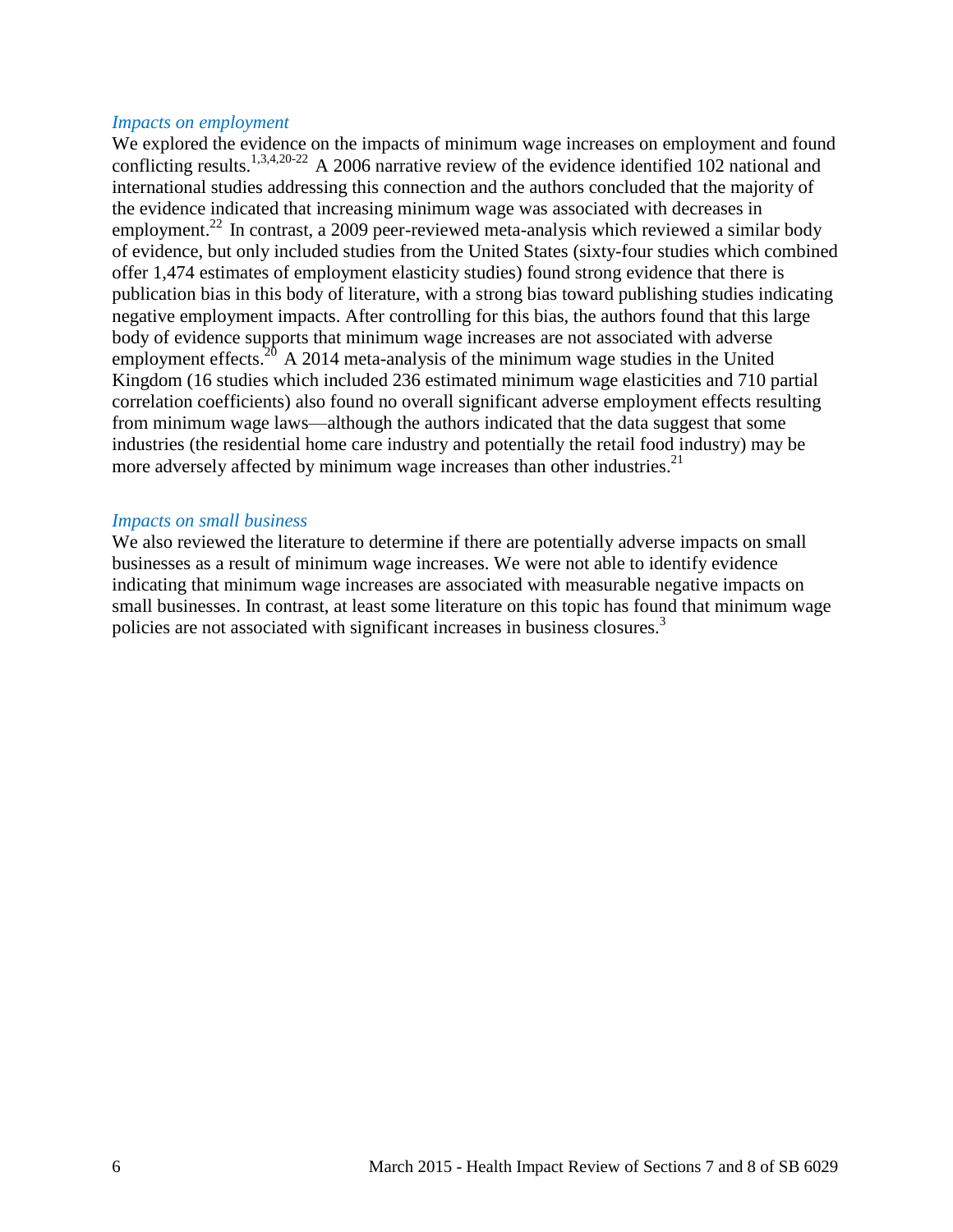### *Impacts on employment*

We explored the evidence on the impacts of minimum wage increases on employment and found conflicting results.[1,3,4,20-22] A 2006 narrative review of the evidence identified 102 national and international studies addressing this connection and the authors concluded that the majority of the evidence indicated that increasing minimum wage was associated with decreases in employment.[22] In contrast, a 2009 peer-reviewed meta-analysis which reviewed a similar body of evidence, but only included studies from the United States (sixty-four studies which combined offer 1,474 estimates of employment elasticity studies) found strong evidence that there is publication bias in this body of literature, with a strong bias toward publishing studies indicating negative employment impacts. After controlling for this bias, the authors found that this large body of evidence supports that minimum wage increases are not associated with adverse employment effects.[20] A 2014 meta-analysis of the minimum wage studies in the United Kingdom (16 studies which included 236 estimated minimum wage elasticities and 710 partial correlation coefficients) also found no overall significant adverse employment effects resulting from minimum wage laws—although the authors indicated that the data suggest that some industries (the residential home care industry and potentially the retail food industry) may be more adversely affected by minimum wage increases than other industries.[21]

### *Impacts on small business*

We also reviewed the literature to determine if there are potentially adverse impacts on small businesses as a result of minimum wage increases. We were not able to identify evidence indicating that minimum wage increases are associated with measurable negative impacts on small businesses. In contrast, at least some literature on this topic has found that minimum wage policies are not associated with significant increases in business closures.[3]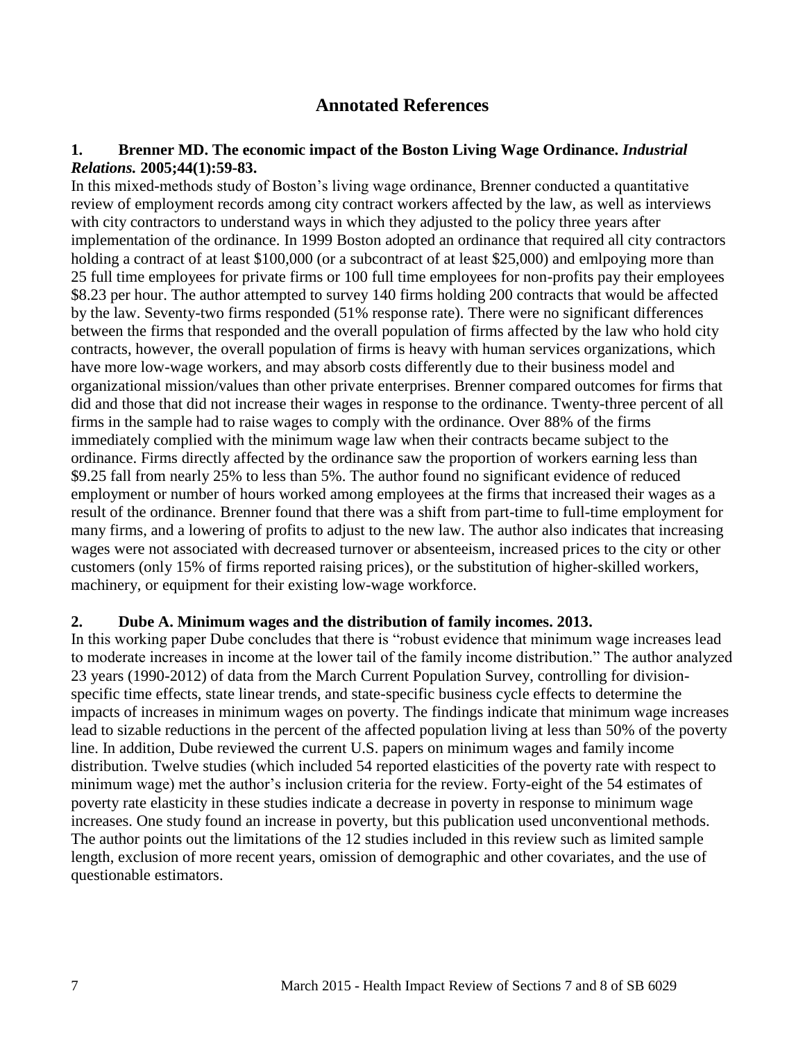## Annotated References

**1. Brenner MD. The economic impact of the Boston Living Wage Ordinance. *Industrial Relations.* 2005;44(1):59-83.**

In this mixed-methods study of Boston's living wage ordinance, Brenner conducted a quantitative review of employment records among city contract workers affected by the law, as well as interviews with city contractors to understand ways in which they adjusted to the policy three years after implementation of the ordinance. In 1999 Boston adopted an ordinance that required all city contractors holding a contract of at least $100,000 (or a subcontract of at least $25,000) and emlpoying more than 25 full time employees for private firms or 100 full time employees for non-profits pay their employees $8.23 per hour. The author attempted to survey 140 firms holding 200 contracts that would be affected by the law. Seventy-two firms responded (51% response rate). There were no significant differences between the firms that responded and the overall population of firms affected by the law who hold city contracts, however, the overall population of firms is heavy with human services organizations, which have more low-wage workers, and may absorb costs differently due to their business model and organizational mission/values than other private enterprises. Brenner compared outcomes for firms that did and those that did not increase their wages in response to the ordinance. Twenty-three percent of all firms in the sample had to raise wages to comply with the ordinance. Over 88% of the firms immediately complied with the minimum wage law when their contracts became subject to the ordinance. Firms directly affected by the ordinance saw the proportion of workers earning less than $9.25 fall from nearly 25% to less than 5%. The author found no significant evidence of reduced employment or number of hours worked among employees at the firms that increased their wages as a result of the ordinance. Brenner found that there was a shift from part-time to full-time employment for many firms, and a lowering of profits to adjust to the new law. The author also indicates that increasing wages were not associated with decreased turnover or absenteeism, increased prices to the city or other customers (only 15% of firms reported raising prices), or the substitution of higher-skilled workers, machinery, or equipment for their existing low-wage workforce.

**2. Dube A. Minimum wages and the distribution of family incomes. 2013.**

In this working paper Dube concludes that there is "robust evidence that minimum wage increases lead to moderate increases in income at the lower tail of the family income distribution." The author analyzed 23 years (1990-2012) of data from the March Current Population Survey, controlling for division-specific time effects, state linear trends, and state-specific business cycle effects to determine the impacts of increases in minimum wages on poverty. The findings indicate that minimum wage increases lead to sizable reductions in the percent of the affected population living at less than 50% of the poverty line. In addition, Dube reviewed the current U.S. papers on minimum wages and family income distribution. Twelve studies (which included 54 reported elasticities of the poverty rate with respect to minimum wage) met the author's inclusion criteria for the review. Forty-eight of the 54 estimates of poverty rate elasticity in these studies indicate a decrease in poverty in response to minimum wage increases. One study found an increase in poverty, but this publication used unconventional methods. The author points out the limitations of the 12 studies included in this review such as limited sample length, exclusion of more recent years, omission of demographic and other covariates, and the use of questionable estimators.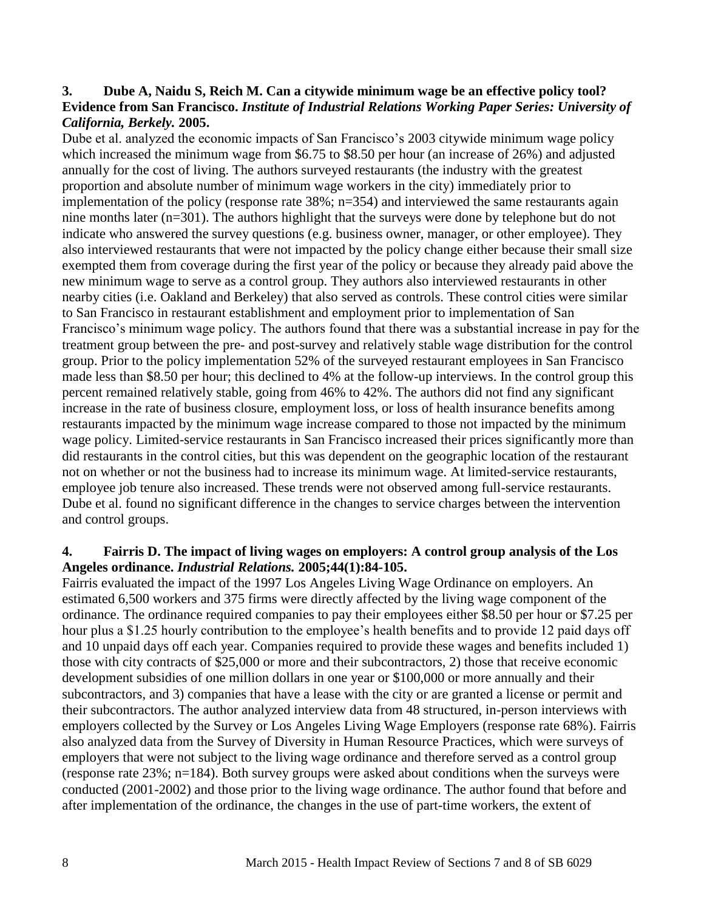**3. Dube A, Naidu S, Reich M. Can a citywide minimum wage be an effective policy tool? Evidence from San Francisco.** ***Institute of Industrial Relations Working Paper Series: University of California, Berkely.*** **2005.**

Dube et al. analyzed the economic impacts of San Francisco's 2003 citywide minimum wage policy which increased the minimum wage from $6.75 to $8.50 per hour (an increase of 26%) and adjusted annually for the cost of living. The authors surveyed restaurants (the industry with the greatest proportion and absolute number of minimum wage workers in the city) immediately prior to implementation of the policy (response rate 38%; n=354) and interviewed the same restaurants again nine months later (n=301). The authors highlight that the surveys were done by telephone but do not indicate who answered the survey questions (e.g. business owner, manager, or other employee). They also interviewed restaurants that were not impacted by the policy change either because their small size exempted them from coverage during the first year of the policy or because they already paid above the new minimum wage to serve as a control group. They authors also interviewed restaurants in other nearby cities (i.e. Oakland and Berkeley) that also served as controls. These control cities were similar to San Francisco in restaurant establishment and employment prior to implementation of San Francisco's minimum wage policy. The authors found that there was a substantial increase in pay for the treatment group between the pre- and post-survey and relatively stable wage distribution for the control group. Prior to the policy implementation 52% of the surveyed restaurant employees in San Francisco made less than $8.50 per hour; this declined to 4% at the follow-up interviews. In the control group this percent remained relatively stable, going from 46% to 42%. The authors did not find any significant increase in the rate of business closure, employment loss, or loss of health insurance benefits among restaurants impacted by the minimum wage increase compared to those not impacted by the minimum wage policy. Limited-service restaurants in San Francisco increased their prices significantly more than did restaurants in the control cities, but this was dependent on the geographic location of the restaurant not on whether or not the business had to increase its minimum wage. At limited-service restaurants, employee job tenure also increased. These trends were not observed among full-service restaurants. Dube et al. found no significant difference in the changes to service charges between the intervention and control groups.

**4. Fairris D. The impact of living wages on employers: A control group analysis of the Los Angeles ordinance.** ***Industrial Relations.*** **2005;44(1):84-105.**

Fairris evaluated the impact of the 1997 Los Angeles Living Wage Ordinance on employers. An estimated 6,500 workers and 375 firms were directly affected by the living wage component of the ordinance. The ordinance required companies to pay their employees either $8.50 per hour or $7.25 per hour plus a $1.25 hourly contribution to the employee's health benefits and to provide 12 paid days off and 10 unpaid days off each year. Companies required to provide these wages and benefits included 1) those with city contracts of $25,000 or more and their subcontractors, 2) those that receive economic development subsidies of one million dollars in one year or $100,000 or more annually and their subcontractors, and 3) companies that have a lease with the city or are granted a license or permit and their subcontractors. The author analyzed interview data from 48 structured, in-person interviews with employers collected by the Survey or Los Angeles Living Wage Employers (response rate 68%). Fairris also analyzed data from the Survey of Diversity in Human Resource Practices, which were surveys of employers that were not subject to the living wage ordinance and therefore served as a control group (response rate 23%; n=184). Both survey groups were asked about conditions when the surveys were conducted (2001-2002) and those prior to the living wage ordinance. The author found that before and after implementation of the ordinance, the changes in the use of part-time workers, the extent of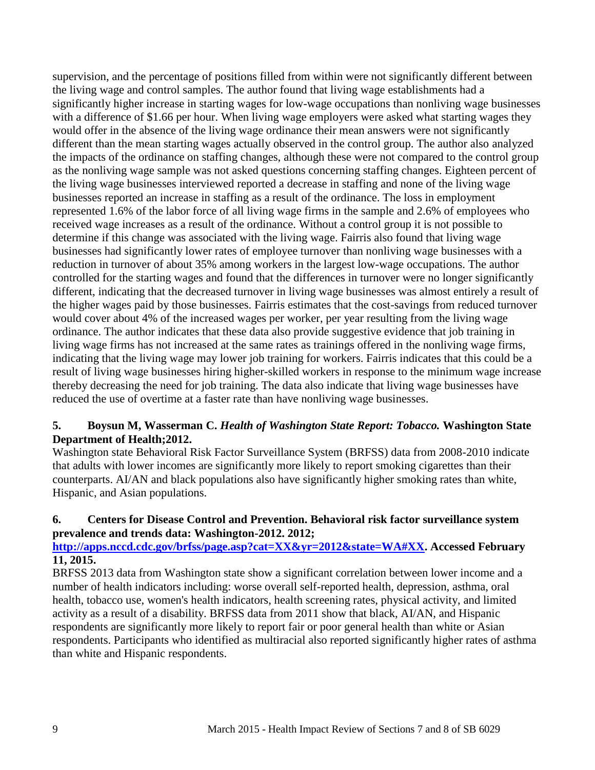supervision, and the percentage of positions filled from within were not significantly different between the living wage and control samples. The author found that living wage establishments had a significantly higher increase in starting wages for low-wage occupations than nonliving wage businesses with a difference of $1.66 per hour. When living wage employers were asked what starting wages they would offer in the absence of the living wage ordinance their mean answers were not significantly different than the mean starting wages actually observed in the control group. The author also analyzed the impacts of the ordinance on staffing changes, although these were not compared to the control group as the nonliving wage sample was not asked questions concerning staffing changes. Eighteen percent of the living wage businesses interviewed reported a decrease in staffing and none of the living wage businesses reported an increase in staffing as a result of the ordinance. The loss in employment represented 1.6% of the labor force of all living wage firms in the sample and 2.6% of employees who received wage increases as a result of the ordinance. Without a control group it is not possible to determine if this change was associated with the living wage. Fairris also found that living wage businesses had significantly lower rates of employee turnover than nonliving wage businesses with a reduction in turnover of about 35% among workers in the largest low-wage occupations. The author controlled for the starting wages and found that the differences in turnover were no longer significantly different, indicating that the decreased turnover in living wage businesses was almost entirely a result of the higher wages paid by those businesses. Fairris estimates that the cost-savings from reduced turnover would cover about 4% of the increased wages per worker, per year resulting from the living wage ordinance. The author indicates that these data also provide suggestive evidence that job training in living wage firms has not increased at the same rates as trainings offered in the nonliving wage firms, indicating that the living wage may lower job training for workers. Fairris indicates that this could be a result of living wage businesses hiring higher-skilled workers in response to the minimum wage increase thereby decreasing the need for job training. The data also indicate that living wage businesses have reduced the use of overtime at a faster rate than have nonliving wage businesses.

**5. Boysun M, Wasserman C. *Health of Washington State Report: Tobacco.* Washington State Department of Health;2012.**

Washington state Behavioral Risk Factor Surveillance System (BRFSS) data from 2008-2010 indicate that adults with lower incomes are significantly more likely to report smoking cigarettes than their counterparts. AI/AN and black populations also have significantly higher smoking rates than white, Hispanic, and Asian populations.

**6. Centers for Disease Control and Prevention. Behavioral risk factor surveillance system prevalence and trends data: Washington-2012. 2012; [http://apps.nccd.cdc.gov/brfss/page.asp?cat=XX&yr=2012&state=WA#XX](http://apps.nccd.cdc.gov/brfss/page.asp?cat=XX&yr=2012&state=WA#XX). Accessed February 11, 2015.**

BRFSS 2013 data from Washington state show a significant correlation between lower income and a number of health indicators including: worse overall self-reported health, depression, asthma, oral health, tobacco use, women's health indicators, health screening rates, physical activity, and limited activity as a result of a disability. BRFSS data from 2011 show that black, AI/AN, and Hispanic respondents are significantly more likely to report fair or poor general health than white or Asian respondents. Participants who identified as multiracial also reported significantly higher rates of asthma than white and Hispanic respondents.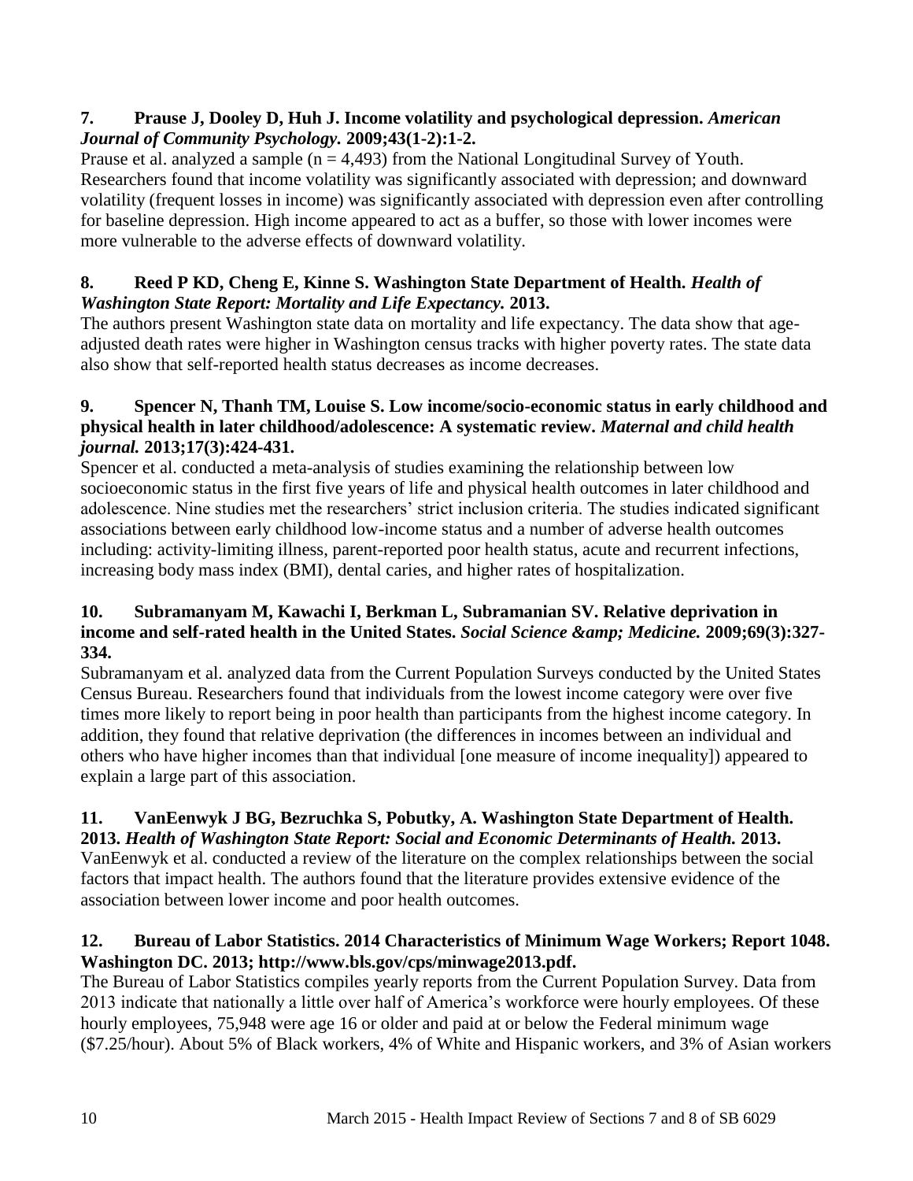**7. Prause J, Dooley D, Huh J. Income volatility and psychological depression.** ***American Journal of Community Psychology.*** **2009;43(1-2):1-2.**

Prause et al. analyzed a sample (n = 4,493) from the National Longitudinal Survey of Youth. Researchers found that income volatility was significantly associated with depression; and downward volatility (frequent losses in income) was significantly associated with depression even after controlling for baseline depression. High income appeared to act as a buffer, so those with lower incomes were more vulnerable to the adverse effects of downward volatility.

**8. Reed P KD, Cheng E, Kinne S. Washington State Department of Health.** ***Health of Washington State Report: Mortality and Life Expectancy.*** **2013.**

The authors present Washington state data on mortality and life expectancy. The data show that age-adjusted death rates were higher in Washington census tracks with higher poverty rates. The state data also show that self-reported health status decreases as income decreases.

**9. Spencer N, Thanh TM, Louise S. Low income/socio-economic status in early childhood and physical health in later childhood/adolescence: A systematic review.** ***Maternal and child health journal.*** **2013;17(3):424-431.**

Spencer et al. conducted a meta-analysis of studies examining the relationship between low socioeconomic status in the first five years of life and physical health outcomes in later childhood and adolescence. Nine studies met the researchers' strict inclusion criteria. The studies indicated significant associations between early childhood low-income status and a number of adverse health outcomes including: activity-limiting illness, parent-reported poor health status, acute and recurrent infections, increasing body mass index (BMI), dental caries, and higher rates of hospitalization.

**10. Subramanyam M, Kawachi I, Berkman L, Subramanian SV. Relative deprivation in income and self-rated health in the United States.** ***Social Science &amp; Medicine.*** **2009;69(3):327-334.**

Subramanyam et al. analyzed data from the Current Population Surveys conducted by the United States Census Bureau. Researchers found that individuals from the lowest income category were over five times more likely to report being in poor health than participants from the highest income category. In addition, they found that relative deprivation (the differences in incomes between an individual and others who have higher incomes than that individual [one measure of income inequality]) appeared to explain a large part of this association.

**11. VanEenwyk J BG, Bezruchka S, Pobutky, A. Washington State Department of Health. 2013.** ***Health of Washington State Report: Social and Economic Determinants of Health.*** **2013.**

VanEenwyk et al. conducted a review of the literature on the complex relationships between the social factors that impact health. The authors found that the literature provides extensive evidence of the association between lower income and poor health outcomes.

**12. Bureau of Labor Statistics. 2014 Characteristics of Minimum Wage Workers; Report 1048. Washington DC. 2013; http://www.bls.gov/cps/minwage2013.pdf.**

The Bureau of Labor Statistics compiles yearly reports from the Current Population Survey. Data from 2013 indicate that nationally a little over half of America's workforce were hourly employees. Of these hourly employees, 75,948 were age 16 or older and paid at or below the Federal minimum wage ($7.25/hour). About 5% of Black workers, 4% of White and Hispanic workers, and 3% of Asian workers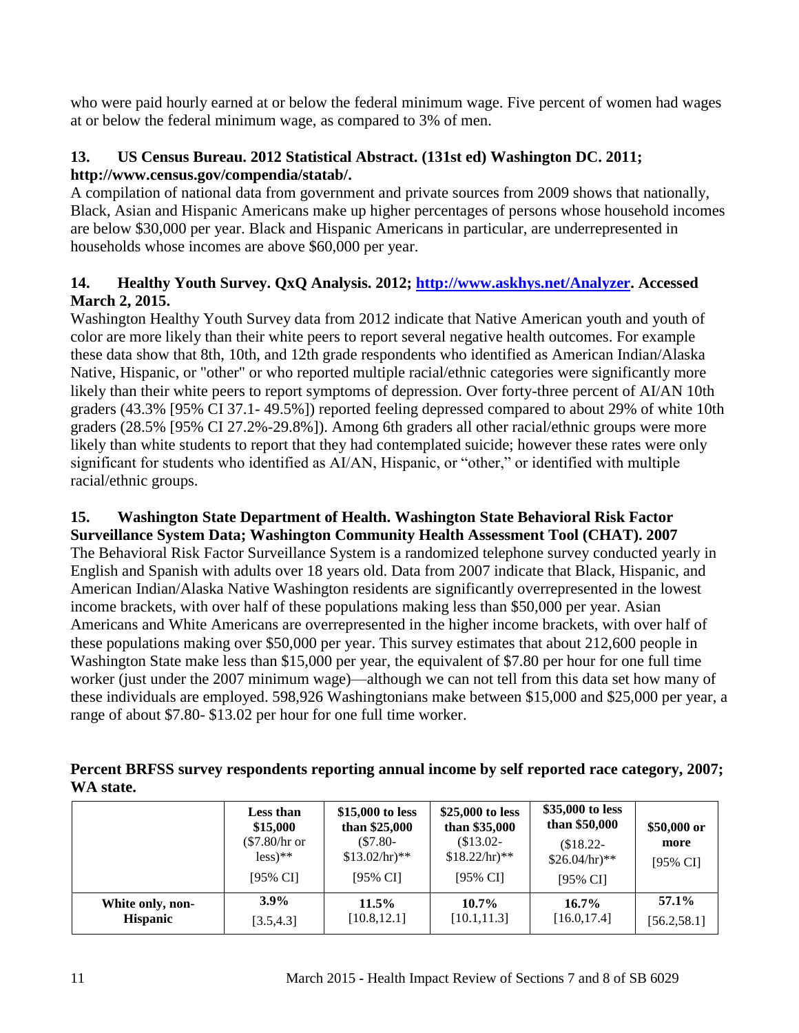who were paid hourly earned at or below the federal minimum wage. Five percent of women had wages at or below the federal minimum wage, as compared to 3% of men.

**13. US Census Bureau. 2012 Statistical Abstract. (131st ed) Washington DC. 2011; http://www.census.gov/compendia/statab/.**

A compilation of national data from government and private sources from 2009 shows that nationally, Black, Asian and Hispanic Americans make up higher percentages of persons whose household incomes are below $30,000 per year. Black and Hispanic Americans in particular, are underrepresented in households whose incomes are above $60,000 per year.

**14. Healthy Youth Survey. QxQ Analysis. 2012; [http://www.askhys.net/Analyzer](http://www.askhys.net/Analyzer). Accessed March 2, 2015.**

Washington Healthy Youth Survey data from 2012 indicate that Native American youth and youth of color are more likely than their white peers to report several negative health outcomes. For example these data show that 8th, 10th, and 12th grade respondents who identified as American Indian/Alaska Native, Hispanic, or "other" or who reported multiple racial/ethnic categories were significantly more likely than their white peers to report symptoms of depression. Over forty-three percent of AI/AN 10th graders (43.3% [95% CI 37.1- 49.5%]) reported feeling depressed compared to about 29% of white 10th graders (28.5% [95% CI 27.2%-29.8%]). Among 6th graders all other racial/ethnic groups were more likely than white students to report that they had contemplated suicide; however these rates were only significant for students who identified as AI/AN, Hispanic, or "other," or identified with multiple racial/ethnic groups.

**15. Washington State Department of Health. Washington State Behavioral Risk Factor Surveillance System Data; Washington Community Health Assessment Tool (CHAT). 2007**

The Behavioral Risk Factor Surveillance System is a randomized telephone survey conducted yearly in English and Spanish with adults over 18 years old. Data from 2007 indicate that Black, Hispanic, and American Indian/Alaska Native Washington residents are significantly overrepresented in the lowest income brackets, with over half of these populations making less than $50,000 per year. Asian Americans and White Americans are overrepresented in the higher income brackets, with over half of these populations making over $50,000 per year. This survey estimates that about 212,600 people in Washington State make less than $15,000 per year, the equivalent of $7.80 per hour for one full time worker (just under the 2007 minimum wage)—although we can not tell from this data set how many of these individuals are employed. 598,926 Washingtonians make between $15,000 and $25,000 per year, a range of about $7.80- $13.02 per hour for one full time worker.

**Percent BRFSS survey respondents reporting annual income by self reported race category, 2007; WA state.**

| | Less than $15,000 ($7.80/hr or less)** [95% CI] | $15,000 to less than $25,000 ($7.80-$13.02/hr)** [95% CI] | $25,000 to less than $35,000 ($13.02-$18.22/hr)** [95% CI] | $35,000 to less than $50,000 ($18.22-$26.04/hr)** [95% CI] | $50,000 or more [95% CI] |
|---|---|---|---|---|---|
| **White only, non-Hispanic** | **3.9%** [3.5,4.3] | **11.5%** [10.8,12.1] | **10.7%** [10.1,11.3] | **16.7%** [16.0,17.4] | **57.1%** [56.2,58.1] |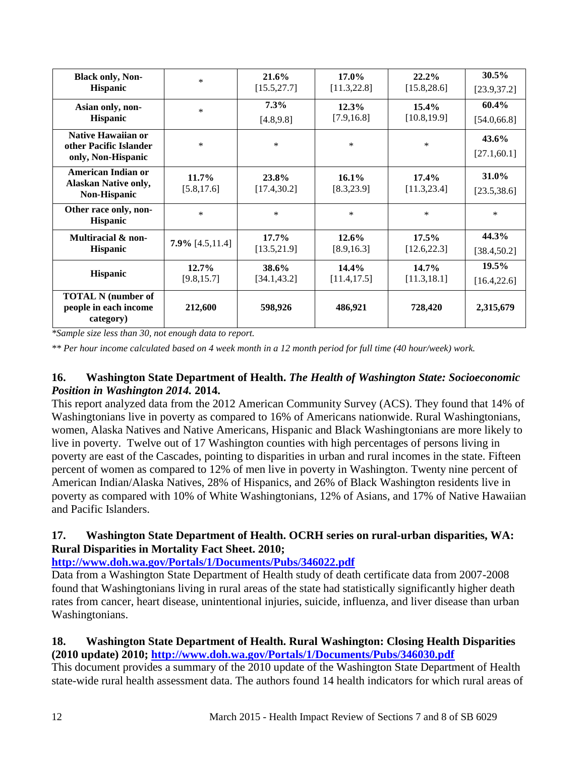| Black only, Non-Hispanic | * | **21.6%** [15.5,27.7] | **17.0%** [11.3,22.8] | **22.2%** [15.8,28.6] | **30.5%** [23.9,37.2] |
|---|---|---|---|---|---|
| **Asian only, non-Hispanic** | * | **7.3%** [4.8,9.8] | **12.3%** [7.9,16.8] | **15.4%** [10.8,19.9] | **60.4%** [54.0,66.8] |
| **Native Hawaiian or other Pacific Islander only, Non-Hispanic** | * | * | * | * | **43.6%** [27.1,60.1] |
| **American Indian or Alaskan Native only, Non-Hispanic** | **11.7%** [5.8,17.6] | **23.8%** [17.4,30.2] | **16.1%** [8.3,23.9] | **17.4%** [11.3,23.4] | **31.0%** [23.5,38.6] |
| **Other race only, non-Hispanic** | * | * | * | * | * |
| **Multiracial & non-Hispanic** | **7.9%** [4.5,11.4] | **17.7%** [13.5,21.9] | **12.6%** [8.9,16.3] | **17.5%** [12.6,22.3] | **44.3%** [38.4,50.2] |
| **Hispanic** | **12.7%** [9.8,15.7] | **38.6%** [34.1,43.2] | **14.4%** [11.4,17.5] | **14.7%** [11.3,18.1] | **19.5%** [16.4,22.6] |
| **TOTAL N (number of people in each income category)** | **212,600** | **598,926** | **486,921** | **728,420** | **2,315,679** |

*\*Sample size less than 30, not enough data to report.*

*\*\* Per hour income calculated based on 4 week month in a 12 month period for full time (40 hour/week) work.*

### 16. Washington State Department of Health. *The Health of Washington State: Socioeconomic Position in Washington 2014.* 2014.

This report analyzed data from the 2012 American Community Survey (ACS). They found that 14% of Washingtonians live in poverty as compared to 16% of Americans nationwide. Rural Washingtonians, women, Alaska Natives and Native Americans, Hispanic and Black Washingtonians are more likely to live in poverty. Twelve out of 17 Washington counties with high percentages of persons living in poverty are east of the Cascades, pointing to disparities in urban and rural incomes in the state. Fifteen percent of women as compared to 12% of men live in poverty in Washington. Twenty nine percent of American Indian/Alaska Natives, 28% of Hispanics, and 26% of Black Washington residents live in poverty as compared with 10% of White Washingtonians, 12% of Asians, and 17% of Native Hawaiian and Pacific Islanders.

### 17. Washington State Department of Health. OCRH series on rural-urban disparities, WA: Rural Disparities in Mortality Fact Sheet. 2010; http://www.doh.wa.gov/Portals/1/Documents/Pubs/346022.pdf

Data from a Washington State Department of Health study of death certificate data from 2007-2008 found that Washingtonians living in rural areas of the state had statistically significantly higher death rates from cancer, heart disease, unintentional injuries, suicide, influenza, and liver disease than urban Washingtonians.

### 18. Washington State Department of Health. Rural Washington: Closing Health Disparities (2010 update) 2010; http://www.doh.wa.gov/Portals/1/Documents/Pubs/346030.pdf

This document provides a summary of the 2010 update of the Washington State Department of Health state-wide rural health assessment data. The authors found 14 health indicators for which rural areas of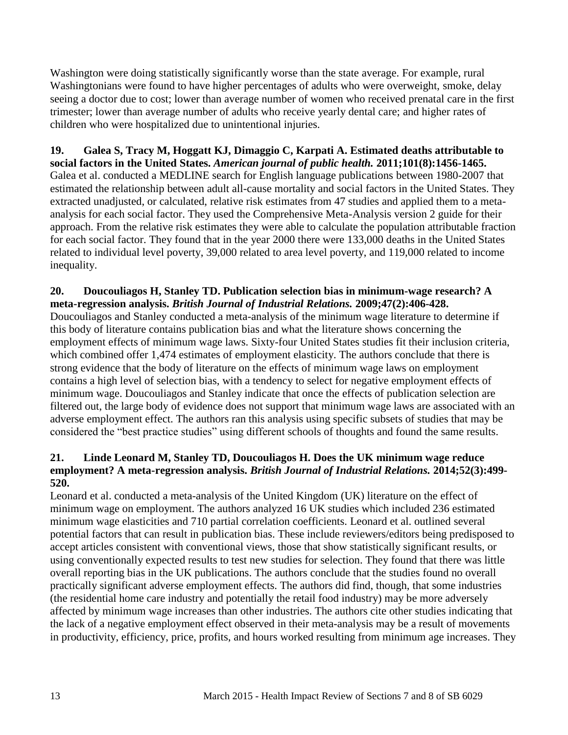Washington were doing statistically significantly worse than the state average. For example, rural Washingtonians were found to have higher percentages of adults who were overweight, smoke, delay seeing a doctor due to cost; lower than average number of women who received prenatal care in the first trimester; lower than average number of adults who receive yearly dental care; and higher rates of children who were hospitalized due to unintentional injuries.

**19. Galea S, Tracy M, Hoggatt KJ, Dimaggio C, Karpati A. Estimated deaths attributable to social factors in the United States. *American journal of public health.* 2011;101(8):1456-1465.**
Galea et al. conducted a MEDLINE search for English language publications between 1980-2007 that estimated the relationship between adult all-cause mortality and social factors in the United States. They extracted unadjusted, or calculated, relative risk estimates from 47 studies and applied them to a meta-analysis for each social factor. They used the Comprehensive Meta-Analysis version 2 guide for their approach. From the relative risk estimates they were able to calculate the population attributable fraction for each social factor. They found that in the year 2000 there were 133,000 deaths in the United States related to individual level poverty, 39,000 related to area level poverty, and 119,000 related to income inequality.

**20. Doucouliagos H, Stanley TD. Publication selection bias in minimum-wage research? A meta-regression analysis. *British Journal of Industrial Relations.* 2009;47(2):406-428.**
Doucouliagos and Stanley conducted a meta-analysis of the minimum wage literature to determine if this body of literature contains publication bias and what the literature shows concerning the employment effects of minimum wage laws. Sixty-four United States studies fit their inclusion criteria, which combined offer 1,474 estimates of employment elasticity. The authors conclude that there is strong evidence that the body of literature on the effects of minimum wage laws on employment contains a high level of selection bias, with a tendency to select for negative employment effects of minimum wage. Doucouliagos and Stanley indicate that once the effects of publication selection are filtered out, the large body of evidence does not support that minimum wage laws are associated with an adverse employment effect. The authors ran this analysis using specific subsets of studies that may be considered the "best practice studies" using different schools of thoughts and found the same results.

**21. Linde Leonard M, Stanley TD, Doucouliagos H. Does the UK minimum wage reduce employment? A meta-regression analysis. *British Journal of Industrial Relations.* 2014;52(3):499-520.**
Leonard et al. conducted a meta-analysis of the United Kingdom (UK) literature on the effect of minimum wage on employment. The authors analyzed 16 UK studies which included 236 estimated minimum wage elasticities and 710 partial correlation coefficients. Leonard et al. outlined several potential factors that can result in publication bias. These include reviewers/editors being predisposed to accept articles consistent with conventional views, those that show statistically significant results, or using conventionally expected results to test new studies for selection. They found that there was little overall reporting bias in the UK publications. The authors conclude that the studies found no overall practically significant adverse employment effects. The authors did find, though, that some industries (the residential home care industry and potentially the retail food industry) may be more adversely affected by minimum wage increases than other industries. The authors cite other studies indicating that the lack of a negative employment effect observed in their meta-analysis may be a result of movements in productivity, efficiency, price, profits, and hours worked resulting from minimum age increases. They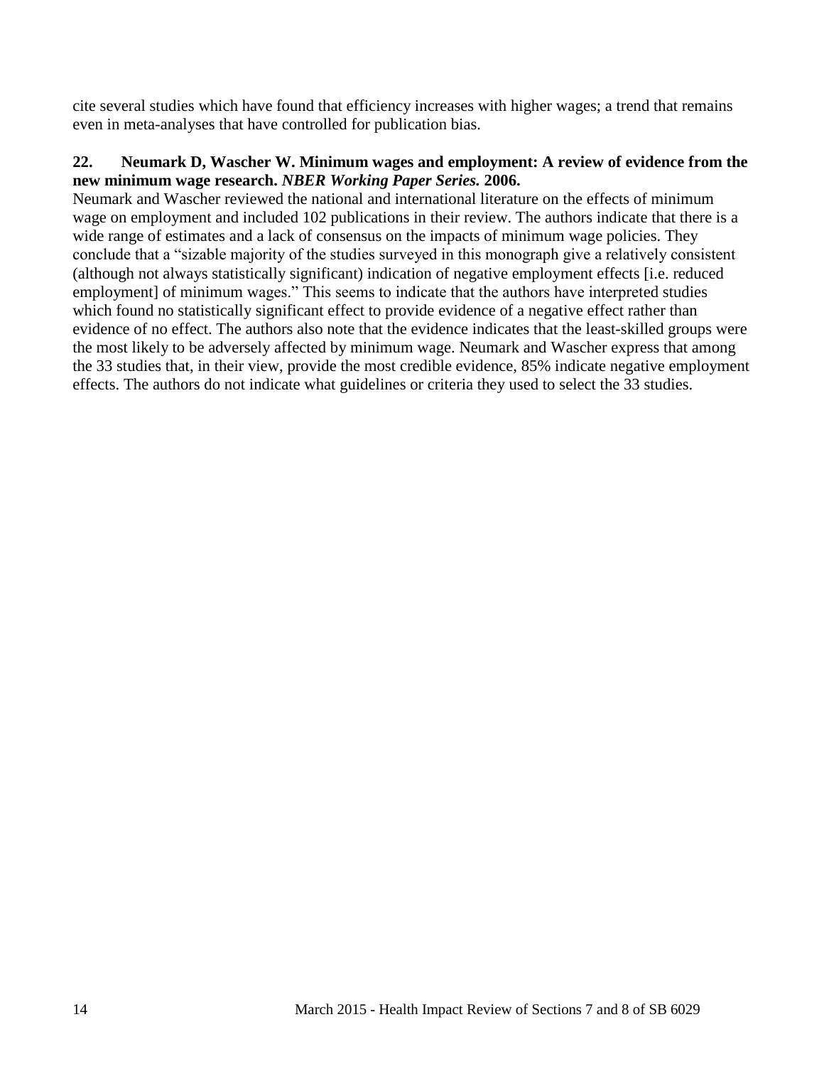cite several studies which have found that efficiency increases with higher wages; a trend that remains even in meta-analyses that have controlled for publication bias.

**22. Neumark D, Wascher W. Minimum wages and employment: A review of evidence from the new minimum wage research. *NBER Working Paper Series.* 2006.**

Neumark and Wascher reviewed the national and international literature on the effects of minimum wage on employment and included 102 publications in their review. The authors indicate that there is a wide range of estimates and a lack of consensus on the impacts of minimum wage policies. They conclude that a "sizable majority of the studies surveyed in this monograph give a relatively consistent (although not always statistically significant) indication of negative employment effects [i.e. reduced employment] of minimum wages." This seems to indicate that the authors have interpreted studies which found no statistically significant effect to provide evidence of a negative effect rather than evidence of no effect. The authors also note that the evidence indicates that the least-skilled groups were the most likely to be adversely affected by minimum wage. Neumark and Wascher express that among the 33 studies that, in their view, provide the most credible evidence, 85% indicate negative employment effects. The authors do not indicate what guidelines or criteria they used to select the 33 studies.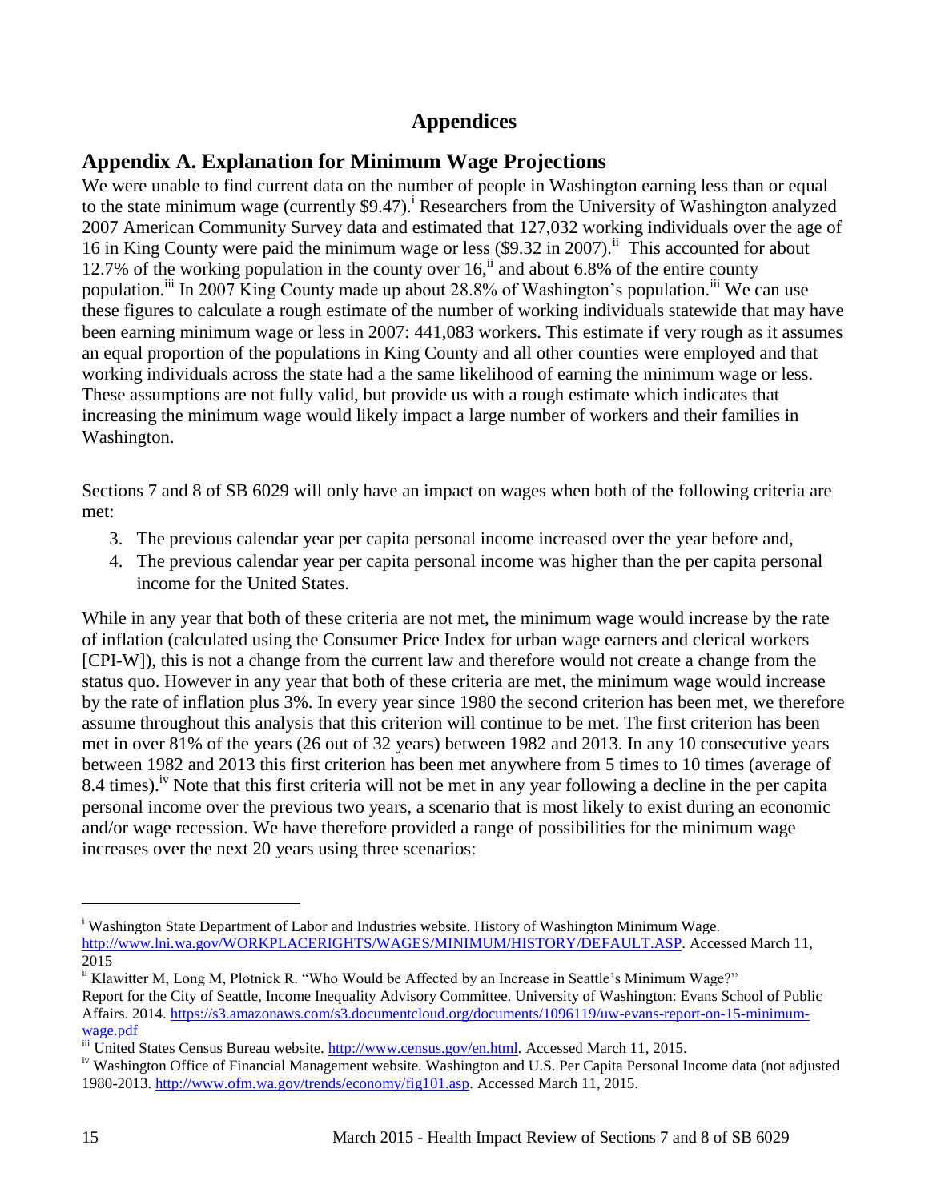# Appendices

## Appendix A. Explanation for Minimum Wage Projections

We were unable to find current data on the number of people in Washington earning less than or equal to the state minimum wage (currently $9.47).[i] Researchers from the University of Washington analyzed 2007 American Community Survey data and estimated that 127,032 working individuals over the age of 16 in King County were paid the minimum wage or less ($9.32 in 2007).[ii] This accounted for about 12.7% of the working population in the county over 16,[ii] and about 6.8% of the entire county population.[iii] In 2007 King County made up about 28.8% of Washington's population.[iii] We can use these figures to calculate a rough estimate of the number of working individuals statewide that may have been earning minimum wage or less in 2007: 441,083 workers. This estimate if very rough as it assumes an equal proportion of the populations in King County and all other counties were employed and that working individuals across the state had a the same likelihood of earning the minimum wage or less. These assumptions are not fully valid, but provide us with a rough estimate which indicates that increasing the minimum wage would likely impact a large number of workers and their families in Washington.

Sections 7 and 8 of SB 6029 will only have an impact on wages when both of the following criteria are met:

3. The previous calendar year per capita personal income increased over the year before and,
4. The previous calendar year per capita personal income was higher than the per capita personal income for the United States.

While in any year that both of these criteria are not met, the minimum wage would increase by the rate of inflation (calculated using the Consumer Price Index for urban wage earners and clerical workers [CPI-W]), this is not a change from the current law and therefore would not create a change from the status quo. However in any year that both of these criteria are met, the minimum wage would increase by the rate of inflation plus 3%. In every year since 1980 the second criterion has been met, we therefore assume throughout this analysis that this criterion will continue to be met. The first criterion has been met in over 81% of the years (26 out of 32 years) between 1982 and 2013. In any 10 consecutive years between 1982 and 2013 this first criterion has been met anywhere from 5 times to 10 times (average of 8.4 times).[iv] Note that this first criteria will not be met in any year following a decline in the per capita personal income over the previous two years, a scenario that is most likely to exist during an economic and/or wage recession. We have therefore provided a range of possibilities for the minimum wage increases over the next 20 years using three scenarios:

---

[i] Washington State Department of Labor and Industries website. History of Washington Minimum Wage. http://www.lni.wa.gov/WORKPLACERIGHTS/WAGES/MINIMUM/HISTORY/DEFAULT.ASP. Accessed March 11, 2015

[ii] Klawitter M, Long M, Plotnick R. "Who Would be Affected by an Increase in Seattle's Minimum Wage?" Report for the City of Seattle, Income Inequality Advisory Committee. University of Washington: Evans School of Public Affairs. 2014. https://s3.amazonaws.com/s3.documentcloud.org/documents/1096119/uw-evans-report-on-15-minimum-wage.pdf

[iii] United States Census Bureau website. http://www.census.gov/en.html. Accessed March 11, 2015.

[iv] Washington Office of Financial Management website. Washington and U.S. Per Capita Personal Income data (not adjusted 1980-2013. http://www.ofm.wa.gov/trends/economy/fig101.asp. Accessed March 11, 2015.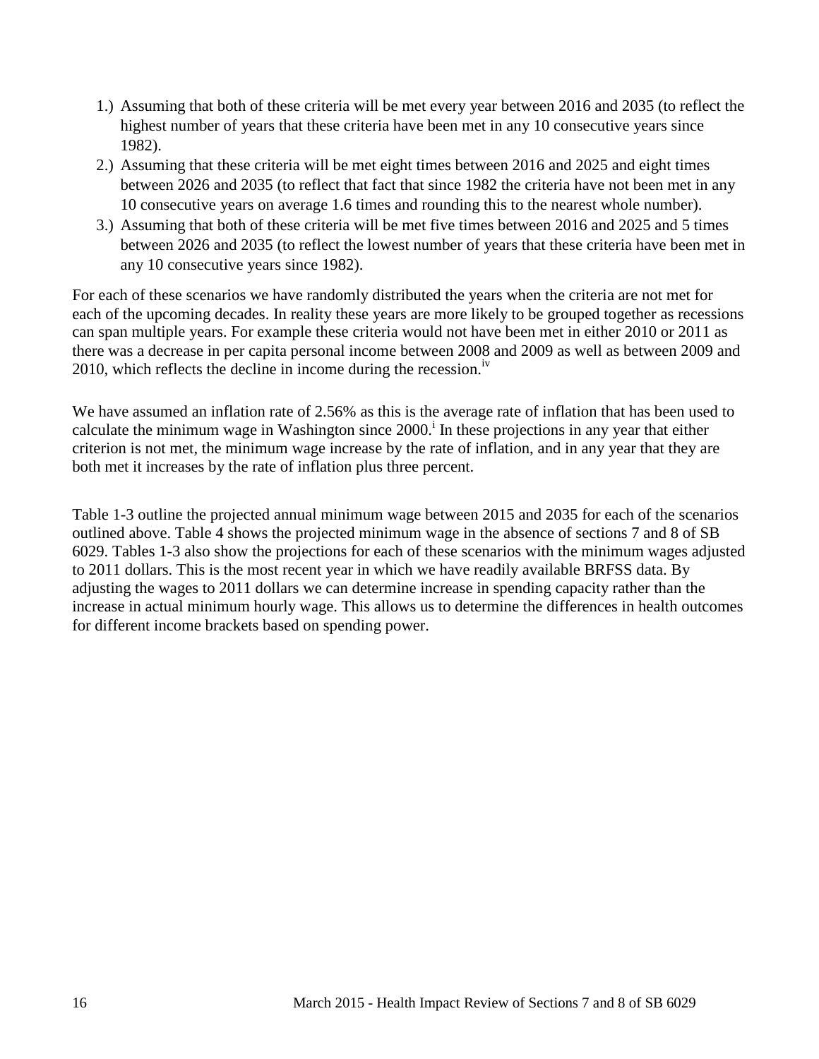1.) Assuming that both of these criteria will be met every year between 2016 and 2035 (to reflect the highest number of years that these criteria have been met in any 10 consecutive years since 1982).
2.) Assuming that these criteria will be met eight times between 2016 and 2025 and eight times between 2026 and 2035 (to reflect that fact that since 1982 the criteria have not been met in any 10 consecutive years on average 1.6 times and rounding this to the nearest whole number).
3.) Assuming that both of these criteria will be met five times between 2016 and 2025 and 5 times between 2026 and 2035 (to reflect the lowest number of years that these criteria have been met in any 10 consecutive years since 1982).

For each of these scenarios we have randomly distributed the years when the criteria are not met for each of the upcoming decades. In reality these years are more likely to be grouped together as recessions can span multiple years. For example these criteria would not have been met in either 2010 or 2011 as there was a decrease in per capita personal income between 2008 and 2009 as well as between 2009 and 2010, which reflects the decline in income during the recession.[iv]

We have assumed an inflation rate of 2.56% as this is the average rate of inflation that has been used to calculate the minimum wage in Washington since 2000.[i] In these projections in any year that either criterion is not met, the minimum wage increase by the rate of inflation, and in any year that they are both met it increases by the rate of inflation plus three percent.

Table 1-3 outline the projected annual minimum wage between 2015 and 2035 for each of the scenarios outlined above. Table 4 shows the projected minimum wage in the absence of sections 7 and 8 of SB 6029. Tables 1-3 also show the projections for each of these scenarios with the minimum wages adjusted to 2011 dollars. This is the most recent year in which we have readily available BRFSS data. By adjusting the wages to 2011 dollars we can determine increase in spending capacity rather than the increase in actual minimum hourly wage. This allows us to determine the differences in health outcomes for different income brackets based on spending power.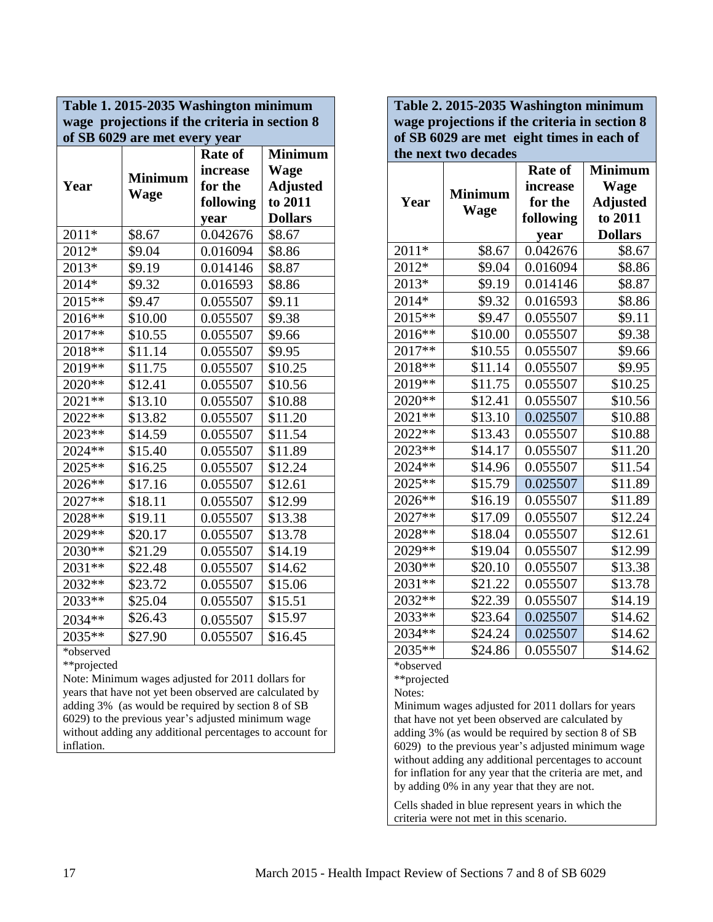**Table 1. 2015-2035 Washington minimum wage projections if the criteria in section 8 of SB 6029 are met every year**

| Year | Minimum Wage | Rate of increase for the following year | Minimum Wage Adjusted to 2011 Dollars |
|---|---|---|---|
| 2011* | $8.67 | 0.042676 | $8.67 |
| 2012* | $9.04 | 0.016094 | $8.86 |
| 2013* | $9.19 | 0.014146 | $8.87 |
| 2014* | $9.32 | 0.016593 | $8.86 |
| 2015** | $9.47 | 0.055507 | $9.11 |
| 2016** | $10.00 | 0.055507 | $9.38 |
| 2017** | $10.55 | 0.055507 | $9.66 |
| 2018** | $11.14 | 0.055507 | $9.95 |
| 2019** | $11.75 | 0.055507 | $10.25 |
| 2020** | $12.41 | 0.055507 | $10.56 |
| 2021** | $13.10 | 0.055507 | $10.88 |
| 2022** | $13.82 | 0.055507 | $11.20 |
| 2023** | $14.59 | 0.055507 | $11.54 |
| 2024** | $15.40 | 0.055507 | $11.89 |
| 2025** | $16.25 | 0.055507 | $12.24 |
| 2026** | $17.16 | 0.055507 | $12.61 |
| 2027** | $18.11 | 0.055507 | $12.99 |
| 2028** | $19.11 | 0.055507 | $13.38 |
| 2029** | $20.17 | 0.055507 | $13.78 |
| 2030** | $21.29 | 0.055507 | $14.19 |
| 2031** | $22.48 | 0.055507 | $14.62 |
| 2032** | $23.72 | 0.055507 | $15.06 |
| 2033** | $25.04 | 0.055507 | $15.51 |
| 2034** | $26.43 | 0.055507 | $15.97 |
| 2035** | $27.90 | 0.055507 | $16.45 |

*observed

**projected

Note: Minimum wages adjusted for 2011 dollars for years that have not yet been observed are calculated by adding 3% (as would be required by section 8 of SB 6029) to the previous year's adjusted minimum wage without adding any additional percentages to account for inflation.

**Table 2. 2015-2035 Washington minimum wage projections if the criteria in section 8 of SB 6029 are met eight times in each of the next two decades**

| Year | Minimum Wage | Rate of increase for the following year | Minimum Wage Adjusted to 2011 Dollars |
|---|---|---|---|
| 2011* | $8.67 | 0.042676 | $8.67 |
| 2012* | $9.04 | 0.016094 | $8.86 |
| 2013* | $9.19 | 0.014146 | $8.87 |
| 2014* | $9.32 | 0.016593 | $8.86 |
| 2015** | $9.47 | 0.055507 | $9.11 |
| 2016** | $10.00 | 0.055507 | $9.38 |
| 2017** | $10.55 | 0.055507 | $9.66 |
| 2018** | $11.14 | 0.055507 | $9.95 |
| 2019** | $11.75 | 0.055507 | $10.25 |
| 2020** | $12.41 | 0.055507 | $10.56 |
| 2021** | $13.10 | 0.025507 | $10.88 |
| 2022** | $13.43 | 0.055507 | $10.88 |
| 2023** | $14.17 | 0.055507 | $11.20 |
| 2024** | $14.96 | 0.055507 | $11.54 |
| 2025** | $15.79 | 0.025507 | $11.89 |
| 2026** | $16.19 | 0.055507 | $11.89 |
| 2027** | $17.09 | 0.055507 | $12.24 |
| 2028** | $18.04 | 0.055507 | $12.61 |
| 2029** | $19.04 | 0.055507 | $12.99 |
| 2030** | $20.10 | 0.055507 | $13.38 |
| 2031** | $21.22 | 0.055507 | $13.78 |
| 2032** | $22.39 | 0.055507 | $14.19 |
| 2033** | $23.64 | 0.025507 | $14.62 |
| 2034** | $24.24 | 0.025507 | $14.62 |
| 2035** | $24.86 | 0.055507 | $14.62 |

*observed

**projected

Notes:

Minimum wages adjusted for 2011 dollars for years that have not yet been observed are calculated by adding 3% (as would be required by section 8 of SB 6029) to the previous year's adjusted minimum wage without adding any additional percentages to account for inflation for any year that the criteria are met, and by adding 0% in any year that they are not.

Cells shaded in blue represent years in which the criteria were not met in this scenario.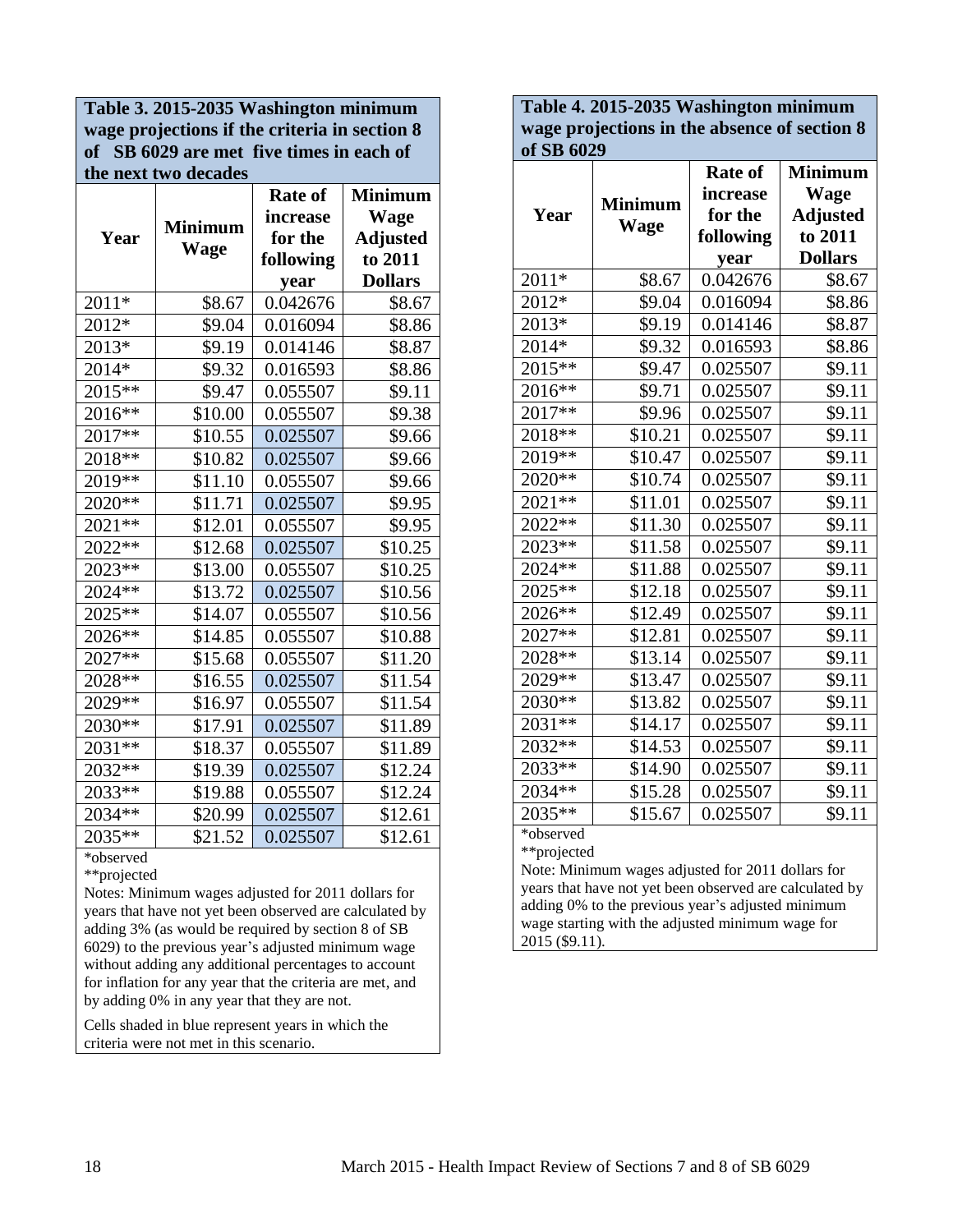**Table 3. 2015-2035 Washington minimum wage projections if the criteria in section 8 of SB 6029 are met five times in each of the next two decades**

| Year | Minimum Wage | Rate of increase for the following year | Minimum Wage Adjusted to 2011 Dollars |
|---|---|---|---|
| 2011* | $8.67 | 0.042676 | $8.67 |
| 2012* | $9.04 | 0.016094 | $8.86 |
| 2013* | $9.19 | 0.014146 | $8.87 |
| 2014* | $9.32 | 0.016593 | $8.86 |
| 2015** | $9.47 | 0.055507 | $9.11 |
| 2016** | $10.00 | 0.055507 | $9.38 |
| 2017** | $10.55 | 0.025507 | $9.66 |
| 2018** | $10.82 | 0.025507 | $9.66 |
| 2019** | $11.10 | 0.055507 | $9.66 |
| 2020** | $11.71 | 0.025507 | $9.95 |
| 2021** | $12.01 | 0.055507 | $9.95 |
| 2022** | $12.68 | 0.025507 | $10.25 |
| 2023** | $13.00 | 0.055507 | $10.25 |
| 2024** | $13.72 | 0.025507 | $10.56 |
| 2025** | $14.07 | 0.055507 | $10.56 |
| 2026** | $14.85 | 0.055507 | $10.88 |
| 2027** | $15.68 | 0.055507 | $11.20 |
| 2028** | $16.55 | 0.025507 | $11.54 |
| 2029** | $16.97 | 0.055507 | $11.54 |
| 2030** | $17.91 | 0.025507 | $11.89 |
| 2031** | $18.37 | 0.055507 | $11.89 |
| 2032** | $19.39 | 0.025507 | $12.24 |
| 2033** | $19.88 | 0.055507 | $12.24 |
| 2034** | $20.99 | 0.025507 | $12.61 |
| 2035** | $21.52 | 0.025507 | $12.61 |

*observed

**projected

Notes: Minimum wages adjusted for 2011 dollars for years that have not yet been observed are calculated by adding 3% (as would be required by section 8 of SB 6029) to the previous year's adjusted minimum wage without adding any additional percentages to account for inflation for any year that the criteria are met, and by adding 0% in any year that they are not.

Cells shaded in blue represent years in which the criteria were not met in this scenario.

**Table 4. 2015-2035 Washington minimum wage projections in the absence of section 8 of SB 6029**

| Year | Minimum Wage | Rate of increase for the following year | Minimum Wage Adjusted to 2011 Dollars |
|---|---|---|---|
| 2011* | $8.67 | 0.042676 | $8.67 |
| 2012* | $9.04 | 0.016094 | $8.86 |
| 2013* | $9.19 | 0.014146 | $8.87 |
| 2014* | $9.32 | 0.016593 | $8.86 |
| 2015** | $9.47 | 0.025507 | $9.11 |
| 2016** | $9.71 | 0.025507 | $9.11 |
| 2017** | $9.96 | 0.025507 | $9.11 |
| 2018** | $10.21 | 0.025507 | $9.11 |
| 2019** | $10.47 | 0.025507 | $9.11 |
| 2020** | $10.74 | 0.025507 | $9.11 |
| 2021** | $11.01 | 0.025507 | $9.11 |
| 2022** | $11.30 | 0.025507 | $9.11 |
| 2023** | $11.58 | 0.025507 | $9.11 |
| 2024** | $11.88 | 0.025507 | $9.11 |
| 2025** | $12.18 | 0.025507 | $9.11 |
| 2026** | $12.49 | 0.025507 | $9.11 |
| 2027** | $12.81 | 0.025507 | $9.11 |
| 2028** | $13.14 | 0.025507 | $9.11 |
| 2029** | $13.47 | 0.025507 | $9.11 |
| 2030** | $13.82 | 0.025507 | $9.11 |
| 2031** | $14.17 | 0.025507 | $9.11 |
| 2032** | $14.53 | 0.025507 | $9.11 |
| 2033** | $14.90 | 0.025507 | $9.11 |
| 2034** | $15.28 | 0.025507 | $9.11 |
| 2035** | $15.67 | 0.025507 | $9.11 |

*observed

**projected

Note: Minimum wages adjusted for 2011 dollars for years that have not yet been observed are calculated by adding 0% to the previous year's adjusted minimum wage starting with the adjusted minimum wage for 2015 ($9.11).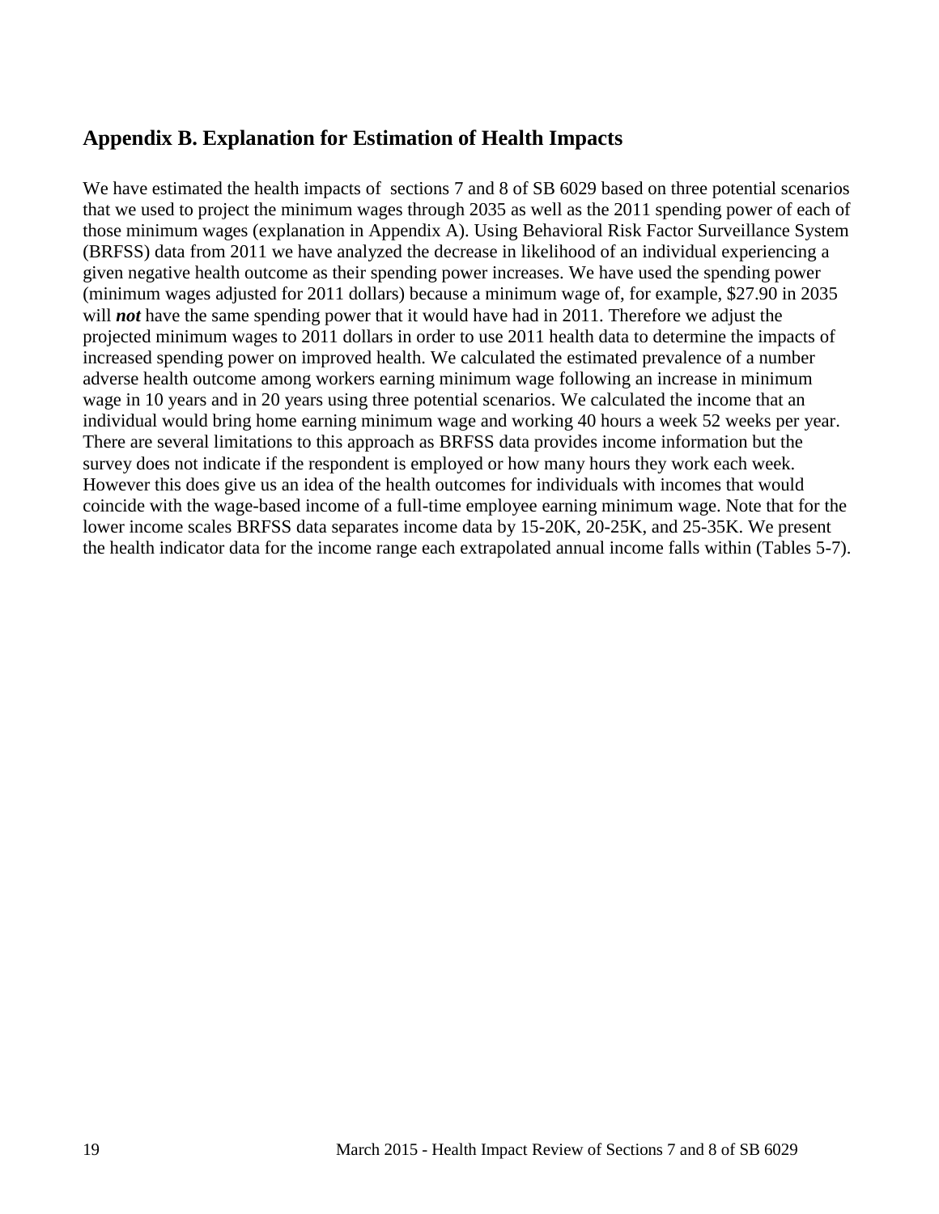## Appendix B. Explanation for Estimation of Health Impacts

We have estimated the health impacts of sections 7 and 8 of SB 6029 based on three potential scenarios that we used to project the minimum wages through 2035 as well as the 2011 spending power of each of those minimum wages (explanation in Appendix A). Using Behavioral Risk Factor Surveillance System (BRFSS) data from 2011 we have analyzed the decrease in likelihood of an individual experiencing a given negative health outcome as their spending power increases. We have used the spending power (minimum wages adjusted for 2011 dollars) because a minimum wage of, for example, $27.90 in 2035 will ***not*** have the same spending power that it would have had in 2011. Therefore we adjust the projected minimum wages to 2011 dollars in order to use 2011 health data to determine the impacts of increased spending power on improved health. We calculated the estimated prevalence of a number adverse health outcome among workers earning minimum wage following an increase in minimum wage in 10 years and in 20 years using three potential scenarios. We calculated the income that an individual would bring home earning minimum wage and working 40 hours a week 52 weeks per year. There are several limitations to this approach as BRFSS data provides income information but the survey does not indicate if the respondent is employed or how many hours they work each week. However this does give us an idea of the health outcomes for individuals with incomes that would coincide with the wage-based income of a full-time employee earning minimum wage. Note that for the lower income scales BRFSS data separates income data by 15-20K, 20-25K, and 25-35K. We present the health indicator data for the income range each extrapolated annual income falls within (Tables 5-7).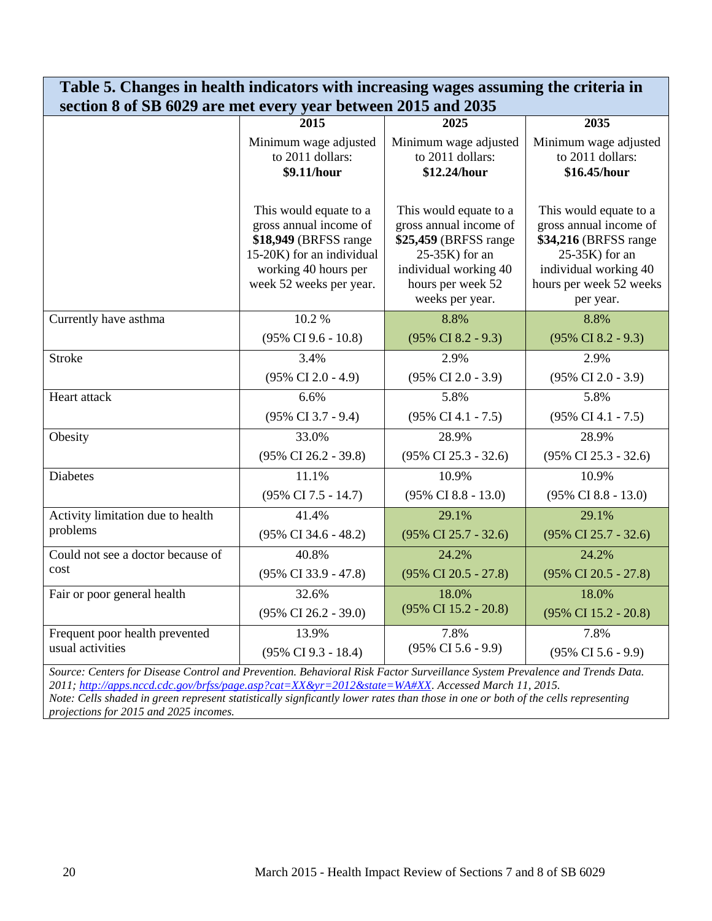**Table 5. Changes in health indicators with increasing wages assuming the criteria in section 8 of SB 6029 are met every year between 2015 and 2035**

| | 2015 | 2025 | 2035 |
|---|---|---|---|
| | Minimum wage adjusted to 2011 dollars: **$9.11/hour** <br><br> This would equate to a gross annual income of **$18,949** (BRFSS range 15-20K) for an individual working 40 hours per week 52 weeks per year. | Minimum wage adjusted to 2011 dollars: **$12.24/hour** <br><br> This would equate to a gross annual income of **$25,459** (BRFSS range 25-35K) for an individual working 40 hours per week 52 weeks per year. | Minimum wage adjusted to 2011 dollars: **$16.45/hour** <br><br> This would equate to a gross annual income of **$34,216** (BRFSS range 25-35K) for an individual working 40 hours per week 52 weeks per year. |
| Currently have asthma | 10.2 % (95% CI 9.6 - 10.8) | 8.8% (95% CI 8.2 - 9.3) | 8.8% (95% CI 8.2 - 9.3) |
| Stroke | 3.4% (95% CI 2.0 - 4.9) | 2.9% (95% CI 2.0 - 3.9) | 2.9% (95% CI 2.0 - 3.9) |
| Heart attack | 6.6% (95% CI 3.7 - 9.4) | 5.8% (95% CI 4.1 - 7.5) | 5.8% (95% CI 4.1 - 7.5) |
| Obesity | 33.0% (95% CI 26.2 - 39.8) | 28.9% (95% CI 25.3 - 32.6) | 28.9% (95% CI 25.3 - 32.6) |
| Diabetes | 11.1% (95% CI 7.5 - 14.7) | 10.9% (95% CI 8.8 - 13.0) | 10.9% (95% CI 8.8 - 13.0) |
| Activity limitation due to health problems | 41.4% (95% CI 34.6 - 48.2) | 29.1% (95% CI 25.7 - 32.6) | 29.1% (95% CI 25.7 - 32.6) |
| Could not see a doctor because of cost | 40.8% (95% CI 33.9 - 47.8) | 24.2% (95% CI 20.5 - 27.8) | 24.2% (95% CI 20.5 - 27.8) |
| Fair or poor general health | 32.6% (95% CI 26.2 - 39.0) | 18.0% (95% CI 15.2 - 20.8) | 18.0% (95% CI 15.2 - 20.8) |
| Frequent poor health prevented usual activities | 13.9% (95% CI 9.3 - 18.4) | 7.8% (95% CI 5.6 - 9.9) | 7.8% (95% CI 5.6 - 9.9) |

*Source: Centers for Disease Control and Prevention. Behavioral Risk Factor Surveillance System Prevalence and Trends Data. 2011; http://apps.nccd.cdc.gov/brfss/page.asp?cat=XX&yr=2012&state=WA#XX. Accessed March 11, 2015.*
*Note: Cells shaded in green represent statistically signficantly lower rates than those in one or both of the cells representing projections for 2015 and 2025 incomes.*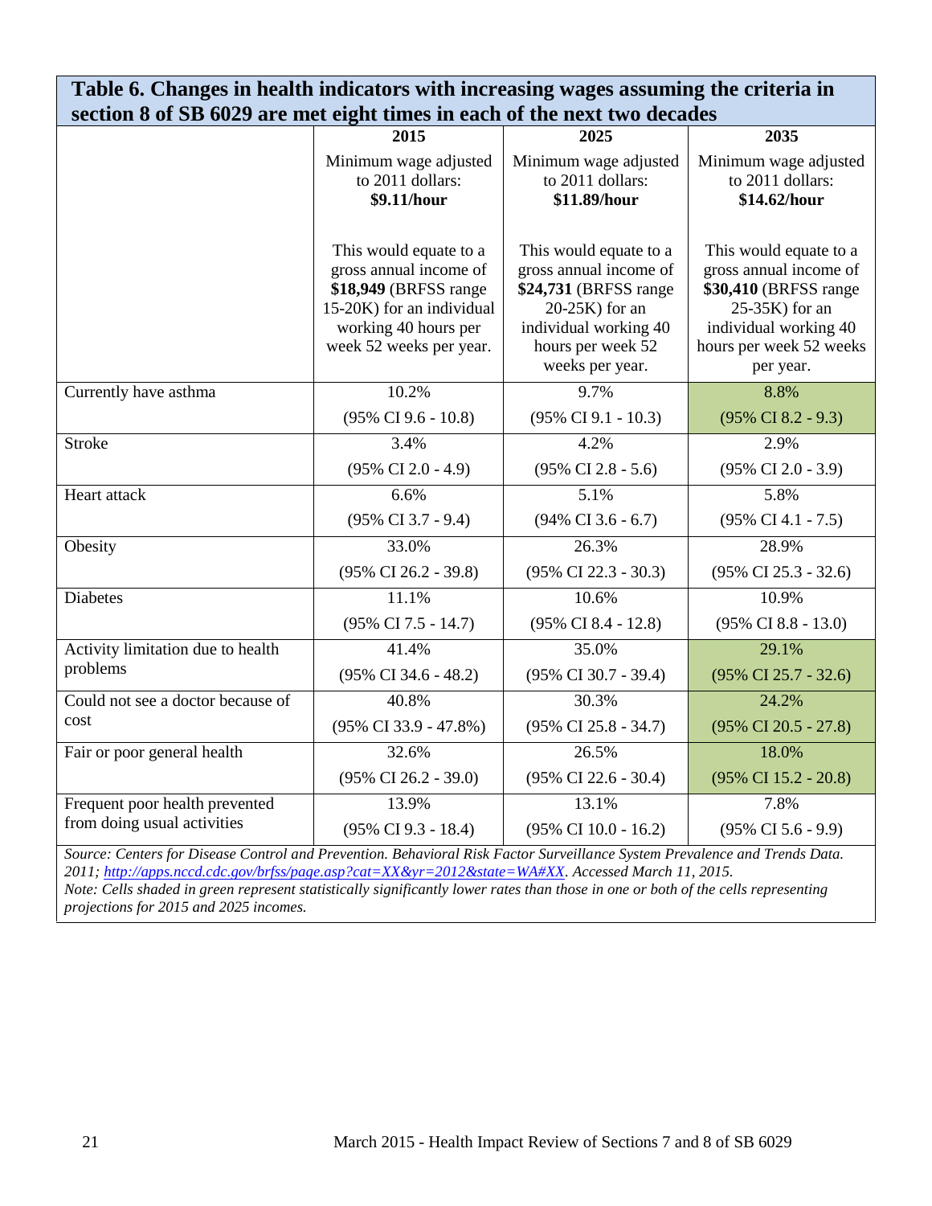**Table 6. Changes in health indicators with increasing wages assuming the criteria in section 8 of SB 6029 are met eight times in each of the next two decades**

| | 2015 | 2025 | 2035 |
|---|---|---|---|
| | Minimum wage adjusted to 2011 dollars: **$9.11/hour**<br><br>This would equate to a gross annual income of **$18,949** (BRFSS range 15-20K) for an individual working 40 hours per week 52 weeks per year. | Minimum wage adjusted to 2011 dollars: **$11.89/hour**<br><br>This would equate to a gross annual income of **$24,731** (BRFSS range 20-25K) for an individual working 40 hours per week 52 weeks per year. | Minimum wage adjusted to 2011 dollars: **$14.62/hour**<br><br>This would equate to a gross annual income of **$30,410** (BRFSS range 25-35K) for an individual working 40 hours per week 52 weeks per year. |
| Currently have asthma | 10.2%<br>(95% CI 9.6 - 10.8) | 9.7%<br>(95% CI 9.1 - 10.3) | 8.8%<br>(95% CI 8.2 - 9.3) |
| Stroke | 3.4%<br>(95% CI 2.0 - 4.9) | 4.2%<br>(95% CI 2.8 - 5.6) | 2.9%<br>(95% CI 2.0 - 3.9) |
| Heart attack | 6.6%<br>(95% CI 3.7 - 9.4) | 5.1%<br>(94% CI 3.6 - 6.7) | 5.8%<br>(95% CI 4.1 - 7.5) |
| Obesity | 33.0%<br>(95% CI 26.2 - 39.8) | 26.3%<br>(95% CI 22.3 - 30.3) | 28.9%<br>(95% CI 25.3 - 32.6) |
| Diabetes | 11.1%<br>(95% CI 7.5 - 14.7) | 10.6%<br>(95% CI 8.4 - 12.8) | 10.9%<br>(95% CI 8.8 - 13.0) |
| Activity limitation due to health problems | 41.4%<br>(95% CI 34.6 - 48.2) | 35.0%<br>(95% CI 30.7 - 39.4) | 29.1%<br>(95% CI 25.7 - 32.6) |
| Could not see a doctor because of cost | 40.8%<br>(95% CI 33.9 - 47.8%) | 30.3%<br>(95% CI 25.8 - 34.7) | 24.2%<br>(95% CI 20.5 - 27.8) |
| Fair or poor general health | 32.6%<br>(95% CI 26.2 - 39.0) | 26.5%<br>(95% CI 22.6 - 30.4) | 18.0%<br>(95% CI 15.2 - 20.8) |
| Frequent poor health prevented from doing usual activities | 13.9%<br>(95% CI 9.3 - 18.4) | 13.1%<br>(95% CI 10.0 - 16.2) | 7.8%<br>(95% CI 5.6 - 9.9) |

*Source: Centers for Disease Control and Prevention. Behavioral Risk Factor Surveillance System Prevalence and Trends Data. 2011; http://apps.nccd.cdc.gov/brfss/page.asp?cat=XX&yr=2012&state=WA#XX. Accessed March 11, 2015.*
*Note: Cells shaded in green represent statistically significantly lower rates than those in one or both of the cells representing projections for 2015 and 2025 incomes.*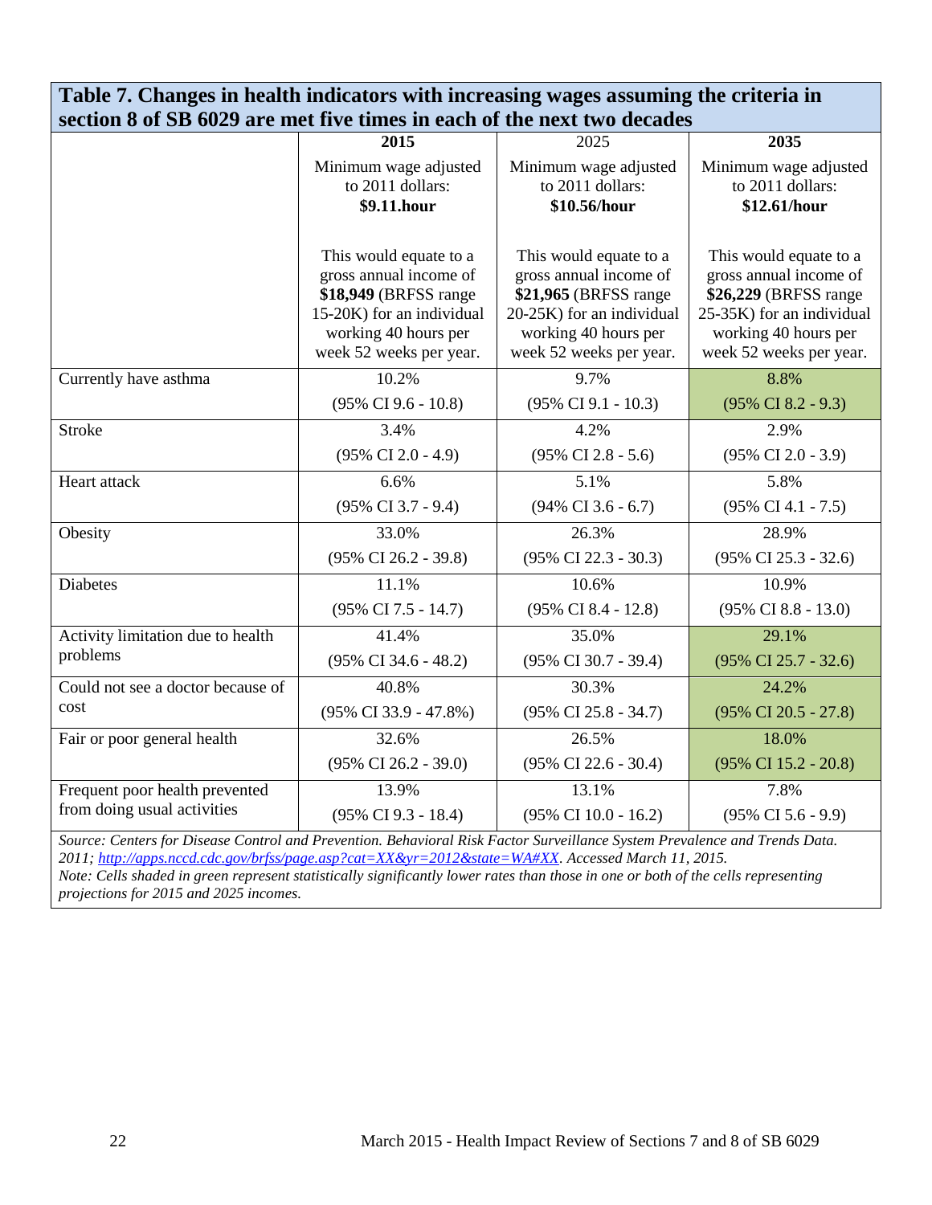**Table 7. Changes in health indicators with increasing wages assuming the criteria in section 8 of SB 6029 are met five times in each of the next two decades**

| | **2015** | 2025 | **2035** |
|---|---|---|---|
| | Minimum wage adjusted to 2011 dollars: **$9.11.hour**<br><br>This would equate to a gross annual income of **$18,949** (BRFSS range 15-20K) for an individual working 40 hours per week 52 weeks per year. | Minimum wage adjusted to 2011 dollars: **$10.56/hour**<br><br>This would equate to a gross annual income of **$21,965** (BRFSS range 20-25K) for an individual working 40 hours per week 52 weeks per year. | Minimum wage adjusted to 2011 dollars: **$12.61/hour**<br><br>This would equate to a gross annual income of **$26,229** (BRFSS range 25-35K) for an individual working 40 hours per week 52 weeks per year. |
| Currently have asthma | 10.2%<br>(95% CI 9.6 - 10.8) | 9.7%<br>(95% CI 9.1 - 10.3) | 8.8%<br>(95% CI 8.2 - 9.3) |
| Stroke | 3.4%<br>(95% CI 2.0 - 4.9) | 4.2%<br>(95% CI 2.8 - 5.6) | 2.9%<br>(95% CI 2.0 - 3.9) |
| Heart attack | 6.6%<br>(95% CI 3.7 - 9.4) | 5.1%<br>(94% CI 3.6 - 6.7) | 5.8%<br>(95% CI 4.1 - 7.5) |
| Obesity | 33.0%<br>(95% CI 26.2 - 39.8) | 26.3%<br>(95% CI 22.3 - 30.3) | 28.9%<br>(95% CI 25.3 - 32.6) |
| Diabetes | 11.1%<br>(95% CI 7.5 - 14.7) | 10.6%<br>(95% CI 8.4 - 12.8) | 10.9%<br>(95% CI 8.8 - 13.0) |
| Activity limitation due to health problems | 41.4%<br>(95% CI 34.6 - 48.2) | 35.0%<br>(95% CI 30.7 - 39.4) | 29.1%<br>(95% CI 25.7 - 32.6) |
| Could not see a doctor because of cost | 40.8%<br>(95% CI 33.9 - 47.8%) | 30.3%<br>(95% CI 25.8 - 34.7) | 24.2%<br>(95% CI 20.5 - 27.8) |
| Fair or poor general health | 32.6%<br>(95% CI 26.2 - 39.0) | 26.5%<br>(95% CI 22.6 - 30.4) | 18.0%<br>(95% CI 15.2 - 20.8) |
| Frequent poor health prevented from doing usual activities | 13.9%<br>(95% CI 9.3 - 18.4) | 13.1%<br>(95% CI 10.0 - 16.2) | 7.8%<br>(95% CI 5.6 - 9.9) |

*Source: Centers for Disease Control and Prevention. Behavioral Risk Factor Surveillance System Prevalence and Trends Data. 2011; http://apps.nccd.cdc.gov/brfss/page.asp?cat=XX&yr=2012&state=WA#XX. Accessed March 11, 2015.*
*Note: Cells shaded in green represent statistically significantly lower rates than those in one or both of the cells representing projections for 2015 and 2025 incomes.*